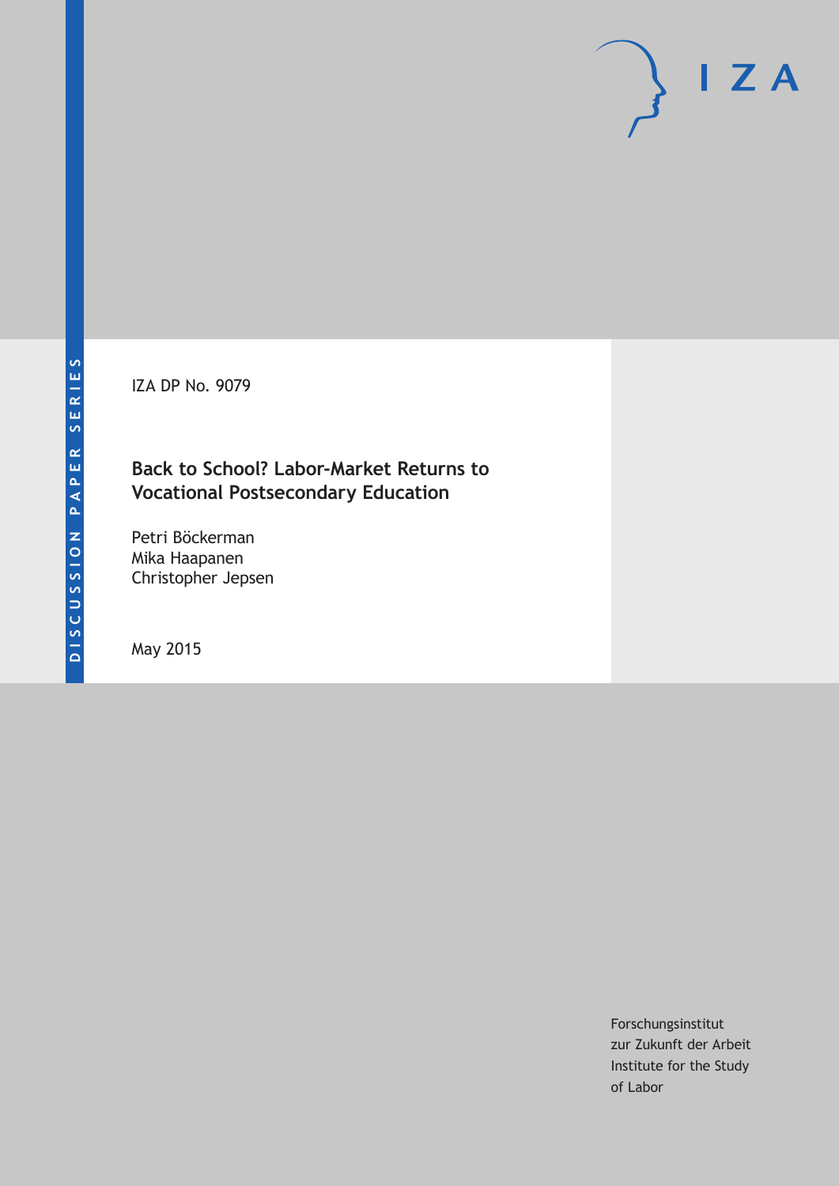DISCUSSION PAPER SERIES

IZA

IZA DP No. 9079

# Back to School? Labor-Market Returns to Vocational Postsecondary Education

Petri Böckerman
Mika Haapanen
Christopher Jepsen

May 2015

Forschungsinstitut
zur Zukunft der Arbeit
Institute for the Study
of Labor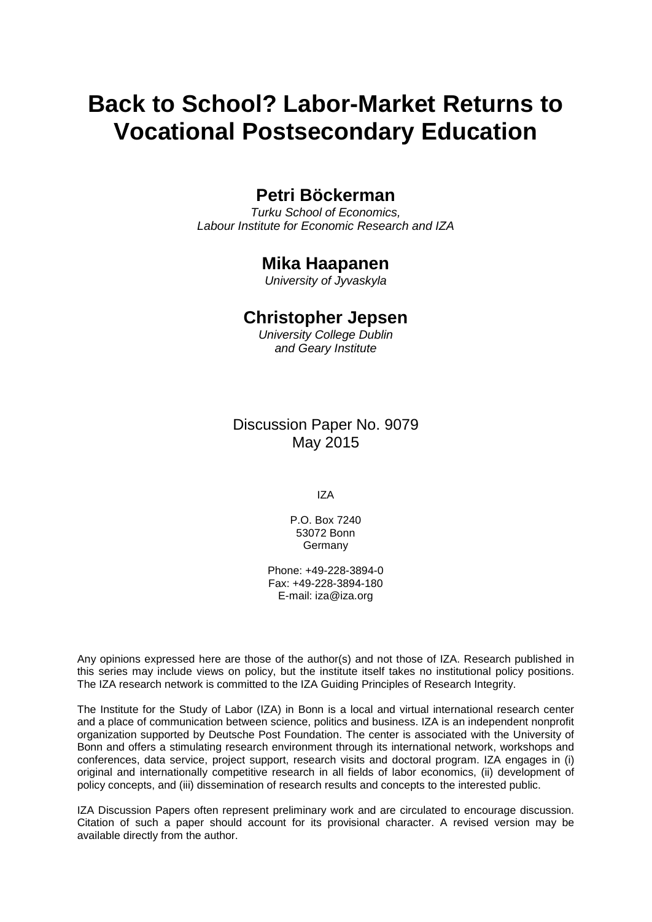# Back to School? Labor-Market Returns to Vocational Postsecondary Education

**Petri Böckerman**

*Turku School of Economics,*
*Labour Institute for Economic Research and IZA*

**Mika Haapanen**

*University of Jyvaskyla*

**Christopher Jepsen**

*University College Dublin*
*and Geary Institute*

Discussion Paper No. 9079
May 2015

IZA

P.O. Box 7240
53072 Bonn
Germany

Phone: +49-228-3894-0
Fax: +49-228-3894-180
E-mail: iza@iza.org

Any opinions expressed here are those of the author(s) and not those of IZA. Research published in this series may include views on policy, but the institute itself takes no institutional policy positions. The IZA research network is committed to the IZA Guiding Principles of Research Integrity.

The Institute for the Study of Labor (IZA) in Bonn is a local and virtual international research center and a place of communication between science, politics and business. IZA is an independent nonprofit organization supported by Deutsche Post Foundation. The center is associated with the University of Bonn and offers a stimulating research environment through its international network, workshops and conferences, data service, project support, research visits and doctoral program. IZA engages in (i) original and internationally competitive research in all fields of labor economics, (ii) development of policy concepts, and (iii) dissemination of research results and concepts to the interested public.

IZA Discussion Papers often represent preliminary work and are circulated to encourage discussion. Citation of such a paper should account for its provisional character. A revised version may be available directly from the author.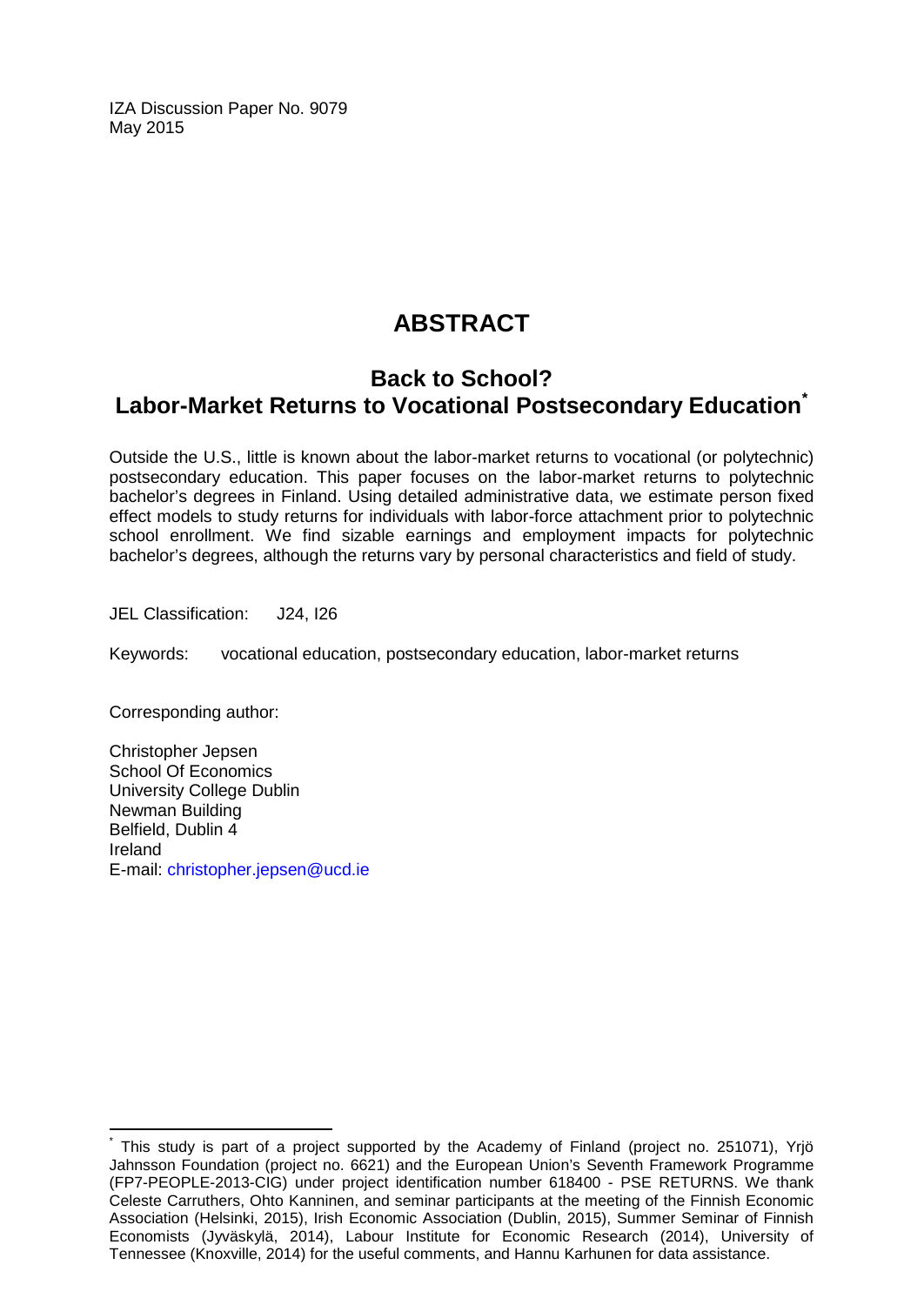IZA Discussion Paper No. 9079
May 2015

# ABSTRACT

## Back to School? Labor-Market Returns to Vocational Postsecondary Education*

Outside the U.S., little is known about the labor-market returns to vocational (or polytechnic) postsecondary education. This paper focuses on the labor-market returns to polytechnic bachelor's degrees in Finland. Using detailed administrative data, we estimate person fixed effect models to study returns for individuals with labor-force attachment prior to polytechnic school enrollment. We find sizable earnings and employment impacts for polytechnic bachelor's degrees, although the returns vary by personal characteristics and field of study.

JEL Classification: J24, I26

Keywords: vocational education, postsecondary education, labor-market returns

Corresponding author:

Christopher Jepsen
School Of Economics
University College Dublin
Newman Building
Belfield, Dublin 4
Ireland
E-mail: christopher.jepsen@ucd.ie

---

* This study is part of a project supported by the Academy of Finland (project no. 251071), Yrjö Jahnsson Foundation (project no. 6621) and the European Union's Seventh Framework Programme (FP7-PEOPLE-2013-CIG) under project identification number 618400 - PSE RETURNS. We thank Celeste Carruthers, Ohto Kanninen, and seminar participants at the meeting of the Finnish Economic Association (Helsinki, 2015), Irish Economic Association (Dublin, 2015), Summer Seminar of Finnish Economists (Jyväskylä, 2014), Labour Institute for Economic Research (2014), University of Tennessee (Knoxville, 2014) for the useful comments, and Hannu Karhunen for data assistance.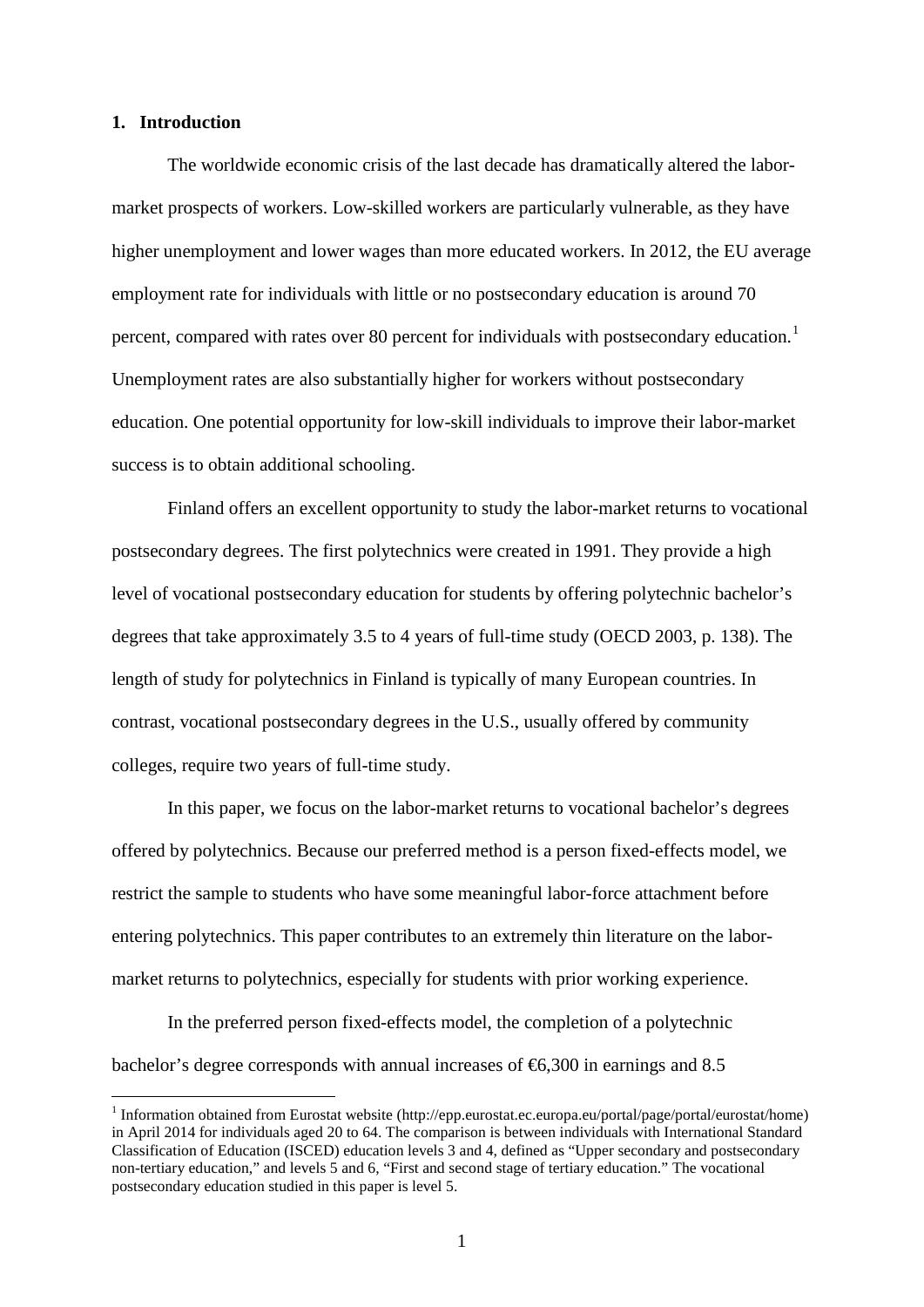## 1. Introduction

The worldwide economic crisis of the last decade has dramatically altered the labor-market prospects of workers. Low-skilled workers are particularly vulnerable, as they have higher unemployment and lower wages than more educated workers. In 2012, the EU average employment rate for individuals with little or no postsecondary education is around 70 percent, compared with rates over 80 percent for individuals with postsecondary education.[1] Unemployment rates are also substantially higher for workers without postsecondary education. One potential opportunity for low-skill individuals to improve their labor-market success is to obtain additional schooling.

Finland offers an excellent opportunity to study the labor-market returns to vocational postsecondary degrees. The first polytechnics were created in 1991. They provide a high level of vocational postsecondary education for students by offering polytechnic bachelor's degrees that take approximately 3.5 to 4 years of full-time study (OECD 2003, p. 138). The length of study for polytechnics in Finland is typically of many European countries. In contrast, vocational postsecondary degrees in the U.S., usually offered by community colleges, require two years of full-time study.

In this paper, we focus on the labor-market returns to vocational bachelor's degrees offered by polytechnics. Because our preferred method is a person fixed-effects model, we restrict the sample to students who have some meaningful labor-force attachment before entering polytechnics. This paper contributes to an extremely thin literature on the labor-market returns to polytechnics, especially for students with prior working experience.

In the preferred person fixed-effects model, the completion of a polytechnic bachelor's degree corresponds with annual increases of €6,300 in earnings and 8.5

[1] Information obtained from Eurostat website (http://epp.eurostat.ec.europa.eu/portal/page/portal/eurostat/home) in April 2014 for individuals aged 20 to 64. The comparison is between individuals with International Standard Classification of Education (ISCED) education levels 3 and 4, defined as "Upper secondary and postsecondary non-tertiary education," and levels 5 and 6, "First and second stage of tertiary education." The vocational postsecondary education studied in this paper is level 5.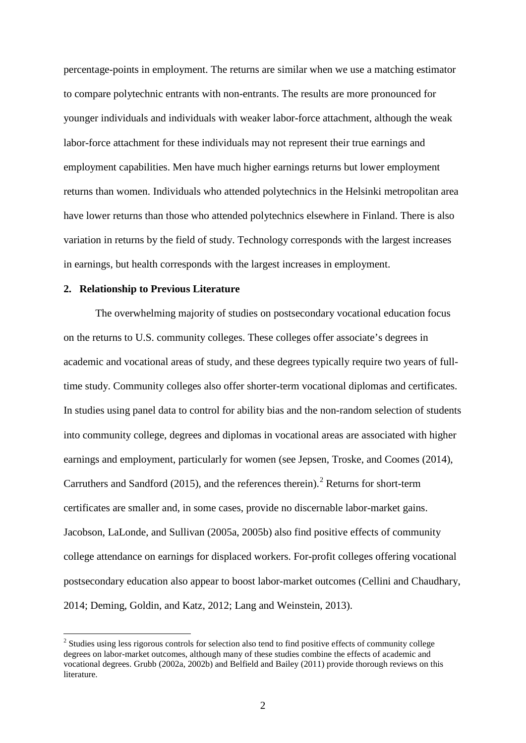percentage-points in employment. The returns are similar when we use a matching estimator to compare polytechnic entrants with non-entrants. The results are more pronounced for younger individuals and individuals with weaker labor-force attachment, although the weak labor-force attachment for these individuals may not represent their true earnings and employment capabilities. Men have much higher earnings returns but lower employment returns than women. Individuals who attended polytechnics in the Helsinki metropolitan area have lower returns than those who attended polytechnics elsewhere in Finland. There is also variation in returns by the field of study. Technology corresponds with the largest increases in earnings, but health corresponds with the largest increases in employment.

## 2. Relationship to Previous Literature

The overwhelming majority of studies on postsecondary vocational education focus on the returns to U.S. community colleges. These colleges offer associate's degrees in academic and vocational areas of study, and these degrees typically require two years of full-time study. Community colleges also offer shorter-term vocational diplomas and certificates. In studies using panel data to control for ability bias and the non-random selection of students into community college, degrees and diplomas in vocational areas are associated with higher earnings and employment, particularly for women (see Jepsen, Troske, and Coomes (2014), Carruthers and Sandford (2015), and the references therein).[2] Returns for short-term certificates are smaller and, in some cases, provide no discernable labor-market gains. Jacobson, LaLonde, and Sullivan (2005a, 2005b) also find positive effects of community college attendance on earnings for displaced workers. For-profit colleges offering vocational postsecondary education also appear to boost labor-market outcomes (Cellini and Chaudhary, 2014; Deming, Goldin, and Katz, 2012; Lang and Weinstein, 2013).

[2] Studies using less rigorous controls for selection also tend to find positive effects of community college degrees on labor-market outcomes, although many of these studies combine the effects of academic and vocational degrees. Grubb (2002a, 2002b) and Belfield and Bailey (2011) provide thorough reviews on this literature.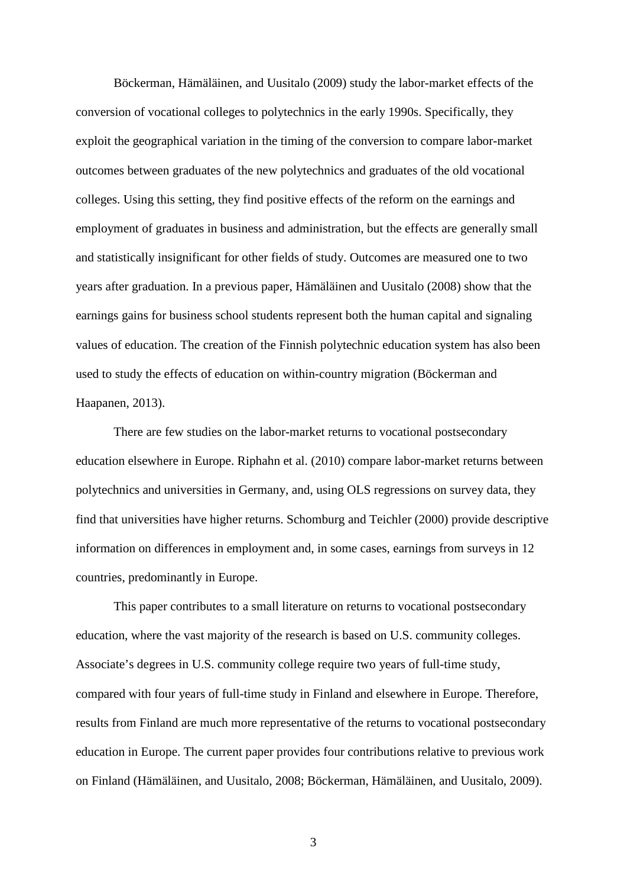Böckerman, Hämäläinen, and Uusitalo (2009) study the labor-market effects of the conversion of vocational colleges to polytechnics in the early 1990s. Specifically, they exploit the geographical variation in the timing of the conversion to compare labor-market outcomes between graduates of the new polytechnics and graduates of the old vocational colleges. Using this setting, they find positive effects of the reform on the earnings and employment of graduates in business and administration, but the effects are generally small and statistically insignificant for other fields of study. Outcomes are measured one to two years after graduation. In a previous paper, Hämäläinen and Uusitalo (2008) show that the earnings gains for business school students represent both the human capital and signaling values of education. The creation of the Finnish polytechnic education system has also been used to study the effects of education on within-country migration (Böckerman and Haapanen, 2013).

There are few studies on the labor-market returns to vocational postsecondary education elsewhere in Europe. Riphahn et al. (2010) compare labor-market returns between polytechnics and universities in Germany, and, using OLS regressions on survey data, they find that universities have higher returns. Schomburg and Teichler (2000) provide descriptive information on differences in employment and, in some cases, earnings from surveys in 12 countries, predominantly in Europe.

This paper contributes to a small literature on returns to vocational postsecondary education, where the vast majority of the research is based on U.S. community colleges. Associate's degrees in U.S. community college require two years of full-time study, compared with four years of full-time study in Finland and elsewhere in Europe. Therefore, results from Finland are much more representative of the returns to vocational postsecondary education in Europe. The current paper provides four contributions relative to previous work on Finland (Hämäläinen, and Uusitalo, 2008; Böckerman, Hämäläinen, and Uusitalo, 2009).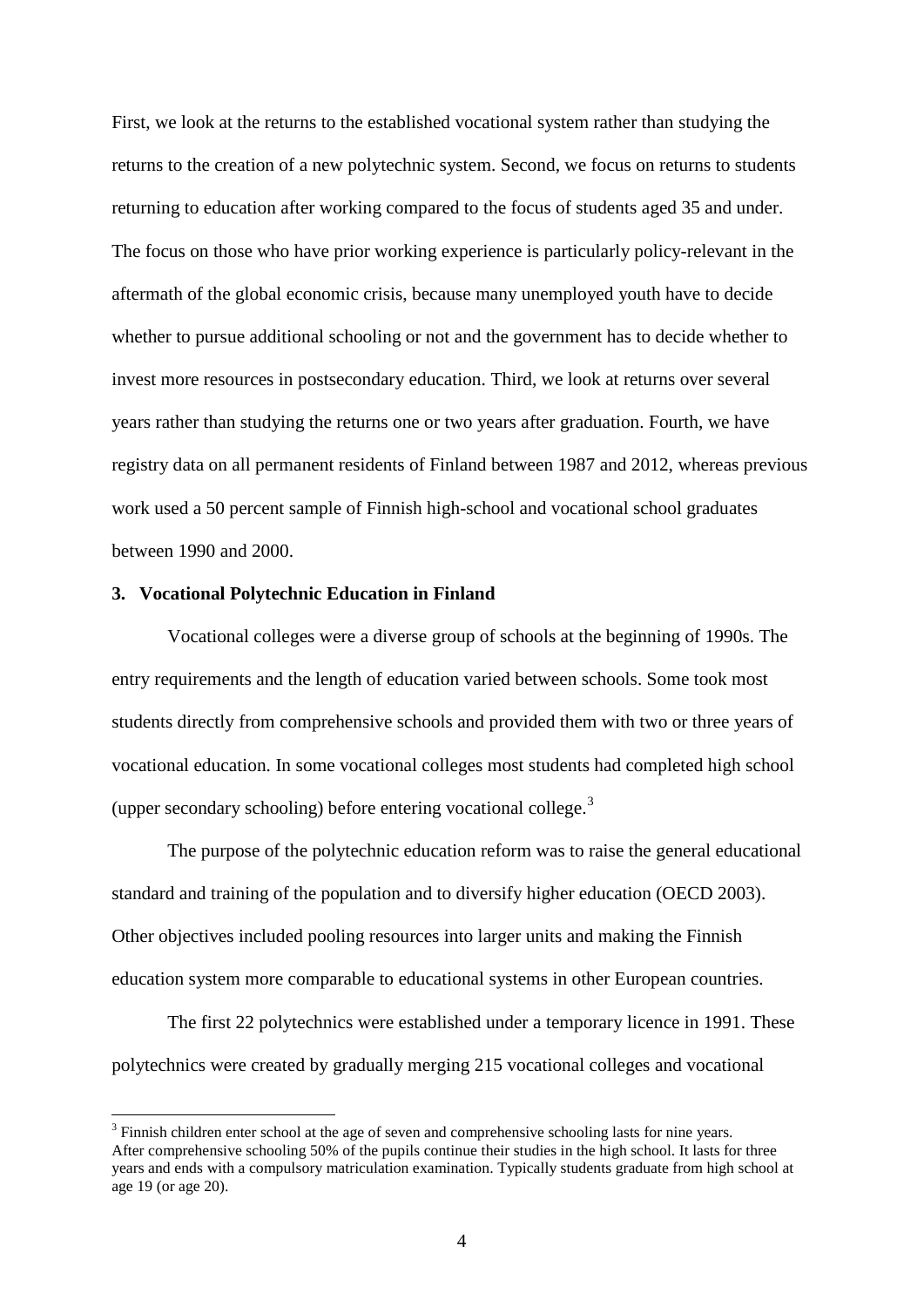First, we look at the returns to the established vocational system rather than studying the returns to the creation of a new polytechnic system. Second, we focus on returns to students returning to education after working compared to the focus of students aged 35 and under. The focus on those who have prior working experience is particularly policy-relevant in the aftermath of the global economic crisis, because many unemployed youth have to decide whether to pursue additional schooling or not and the government has to decide whether to invest more resources in postsecondary education. Third, we look at returns over several years rather than studying the returns one or two years after graduation. Fourth, we have registry data on all permanent residents of Finland between 1987 and 2012, whereas previous work used a 50 percent sample of Finnish high-school and vocational school graduates between 1990 and 2000.

## 3. Vocational Polytechnic Education in Finland

Vocational colleges were a diverse group of schools at the beginning of 1990s. The entry requirements and the length of education varied between schools. Some took most students directly from comprehensive schools and provided them with two or three years of vocational education. In some vocational colleges most students had completed high school (upper secondary schooling) before entering vocational college.[3]

The purpose of the polytechnic education reform was to raise the general educational standard and training of the population and to diversify higher education (OECD 2003). Other objectives included pooling resources into larger units and making the Finnish education system more comparable to educational systems in other European countries.

The first 22 polytechnics were established under a temporary licence in 1991. These polytechnics were created by gradually merging 215 vocational colleges and vocational

[3] Finnish children enter school at the age of seven and comprehensive schooling lasts for nine years. After comprehensive schooling 50% of the pupils continue their studies in the high school. It lasts for three years and ends with a compulsory matriculation examination. Typically students graduate from high school at age 19 (or age 20).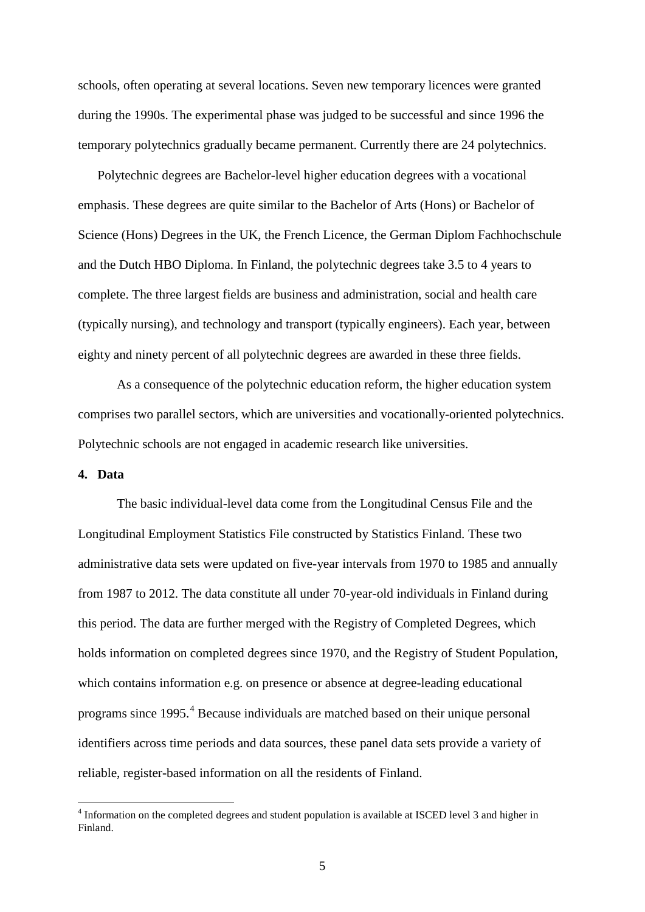schools, often operating at several locations. Seven new temporary licences were granted during the 1990s. The experimental phase was judged to be successful and since 1996 the temporary polytechnics gradually became permanent. Currently there are 24 polytechnics.

Polytechnic degrees are Bachelor-level higher education degrees with a vocational emphasis. These degrees are quite similar to the Bachelor of Arts (Hons) or Bachelor of Science (Hons) Degrees in the UK, the French Licence, the German Diplom Fachhochschule and the Dutch HBO Diploma. In Finland, the polytechnic degrees take 3.5 to 4 years to complete. The three largest fields are business and administration, social and health care (typically nursing), and technology and transport (typically engineers). Each year, between eighty and ninety percent of all polytechnic degrees are awarded in these three fields.

As a consequence of the polytechnic education reform, the higher education system comprises two parallel sectors, which are universities and vocationally-oriented polytechnics. Polytechnic schools are not engaged in academic research like universities.

## 4. Data

The basic individual-level data come from the Longitudinal Census File and the Longitudinal Employment Statistics File constructed by Statistics Finland. These two administrative data sets were updated on five-year intervals from 1970 to 1985 and annually from 1987 to 2012. The data constitute all under 70-year-old individuals in Finland during this period. The data are further merged with the Registry of Completed Degrees, which holds information on completed degrees since 1970, and the Registry of Student Population, which contains information e.g. on presence or absence at degree-leading educational programs since 1995.[4] Because individuals are matched based on their unique personal identifiers across time periods and data sources, these panel data sets provide a variety of reliable, register-based information on all the residents of Finland.

[4] Information on the completed degrees and student population is available at ISCED level 3 and higher in Finland.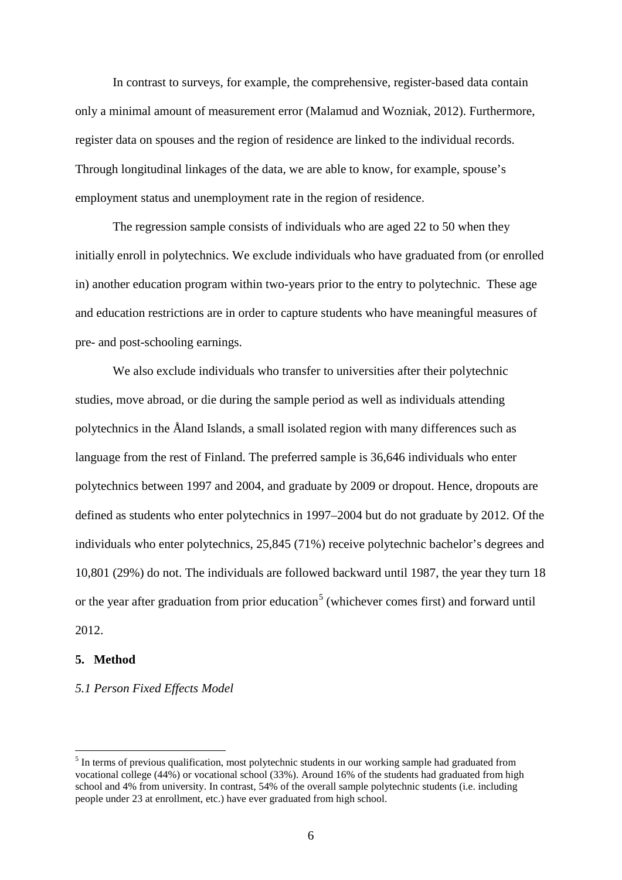In contrast to surveys, for example, the comprehensive, register-based data contain only a minimal amount of measurement error (Malamud and Wozniak, 2012). Furthermore, register data on spouses and the region of residence are linked to the individual records. Through longitudinal linkages of the data, we are able to know, for example, spouse's employment status and unemployment rate in the region of residence.

The regression sample consists of individuals who are aged 22 to 50 when they initially enroll in polytechnics. We exclude individuals who have graduated from (or enrolled in) another education program within two-years prior to the entry to polytechnic. These age and education restrictions are in order to capture students who have meaningful measures of pre- and post-schooling earnings.

We also exclude individuals who transfer to universities after their polytechnic studies, move abroad, or die during the sample period as well as individuals attending polytechnics in the Åland Islands, a small isolated region with many differences such as language from the rest of Finland. The preferred sample is 36,646 individuals who enter polytechnics between 1997 and 2004, and graduate by 2009 or dropout. Hence, dropouts are defined as students who enter polytechnics in 1997–2004 but do not graduate by 2012. Of the individuals who enter polytechnics, 25,845 (71%) receive polytechnic bachelor's degrees and 10,801 (29%) do not. The individuals are followed backward until 1987, the year they turn 18 or the year after graduation from prior education[5] (whichever comes first) and forward until 2012.

## 5. Method

### *5.1 Person Fixed Effects Model*

[5] In terms of previous qualification, most polytechnic students in our working sample had graduated from vocational college (44%) or vocational school (33%). Around 16% of the students had graduated from high school and 4% from university. In contrast, 54% of the overall sample polytechnic students (i.e. including people under 23 at enrollment, etc.) have ever graduated from high school.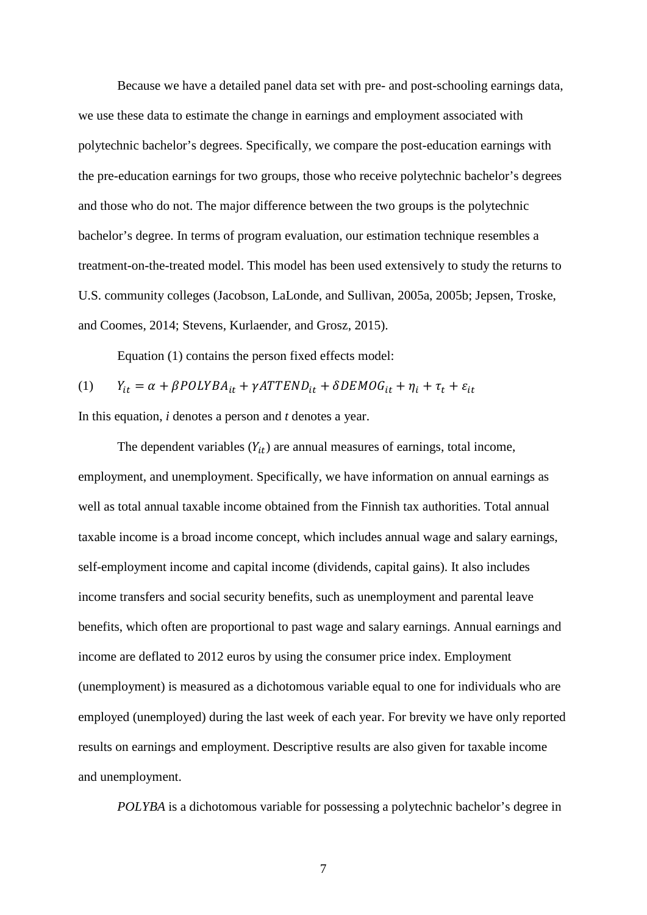Because we have a detailed panel data set with pre- and post-schooling earnings data, we use these data to estimate the change in earnings and employment associated with polytechnic bachelor's degrees. Specifically, we compare the post-education earnings with the pre-education earnings for two groups, those who receive polytechnic bachelor's degrees and those who do not. The major difference between the two groups is the polytechnic bachelor's degree. In terms of program evaluation, our estimation technique resembles a treatment-on-the-treated model. This model has been used extensively to study the returns to U.S. community colleges (Jacobson, LaLonde, and Sullivan, 2005a, 2005b; Jepsen, Troske, and Coomes, 2014; Stevens, Kurlaender, and Grosz, 2015).

Equation (1) contains the person fixed effects model:

$$Y_{it} = \alpha + \beta POLYBA_{it} + \gamma ATTEND_{it} + \delta DEMOG_{it} + \eta_i + \tau_t + \varepsilon_{it} \tag{1}$$

In this equation, *i* denotes a person and *t* denotes a year.

The dependent variables ($Y_{it}$) are annual measures of earnings, total income, employment, and unemployment. Specifically, we have information on annual earnings as well as total annual taxable income obtained from the Finnish tax authorities. Total annual taxable income is a broad income concept, which includes annual wage and salary earnings, self-employment income and capital income (dividends, capital gains). It also includes income transfers and social security benefits, such as unemployment and parental leave benefits, which often are proportional to past wage and salary earnings. Annual earnings and income are deflated to 2012 euros by using the consumer price index. Employment (unemployment) is measured as a dichotomous variable equal to one for individuals who are employed (unemployed) during the last week of each year. For brevity we have only reported results on earnings and employment. Descriptive results are also given for taxable income and unemployment.

*POLYBA* is a dichotomous variable for possessing a polytechnic bachelor's degree in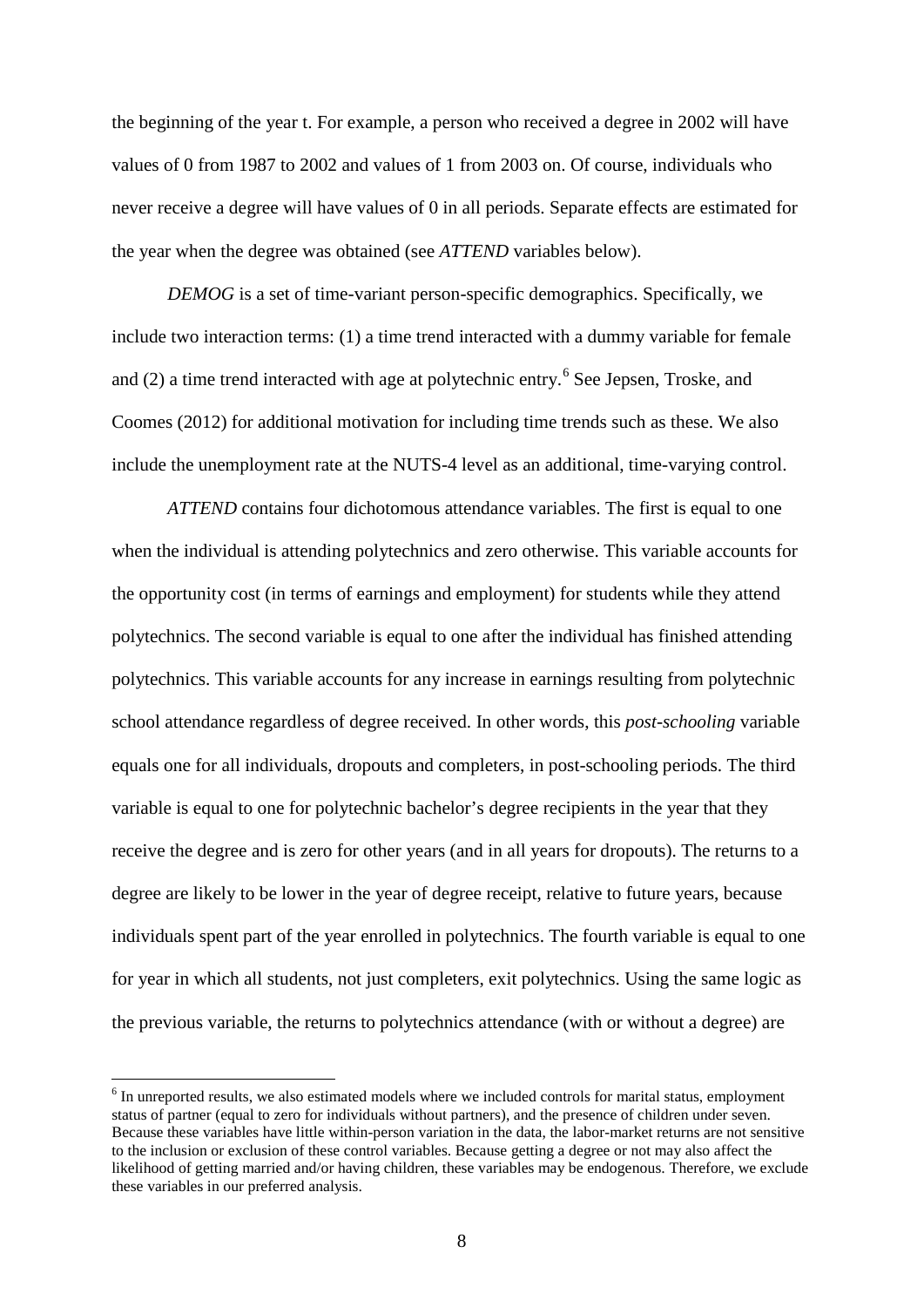the beginning of the year t. For example, a person who received a degree in 2002 will have values of 0 from 1987 to 2002 and values of 1 from 2003 on. Of course, individuals who never receive a degree will have values of 0 in all periods. Separate effects are estimated for the year when the degree was obtained (see *ATTEND* variables below).

*DEMOG* is a set of time-variant person-specific demographics. Specifically, we include two interaction terms: (1) a time trend interacted with a dummy variable for female and (2) a time trend interacted with age at polytechnic entry.[6] See Jepsen, Troske, and Coomes (2012) for additional motivation for including time trends such as these. We also include the unemployment rate at the NUTS-4 level as an additional, time-varying control.

*ATTEND* contains four dichotomous attendance variables. The first is equal to one when the individual is attending polytechnics and zero otherwise. This variable accounts for the opportunity cost (in terms of earnings and employment) for students while they attend polytechnics. The second variable is equal to one after the individual has finished attending polytechnics. This variable accounts for any increase in earnings resulting from polytechnic school attendance regardless of degree received. In other words, this *post-schooling* variable equals one for all individuals, dropouts and completers, in post-schooling periods. The third variable is equal to one for polytechnic bachelor's degree recipients in the year that they receive the degree and is zero for other years (and in all years for dropouts). The returns to a degree are likely to be lower in the year of degree receipt, relative to future years, because individuals spent part of the year enrolled in polytechnics. The fourth variable is equal to one for year in which all students, not just completers, exit polytechnics. Using the same logic as the previous variable, the returns to polytechnics attendance (with or without a degree) are

[6] In unreported results, we also estimated models where we included controls for marital status, employment status of partner (equal to zero for individuals without partners), and the presence of children under seven. Because these variables have little within-person variation in the data, the labor-market returns are not sensitive to the inclusion or exclusion of these control variables. Because getting a degree or not may also affect the likelihood of getting married and/or having children, these variables may be endogenous. Therefore, we exclude these variables in our preferred analysis.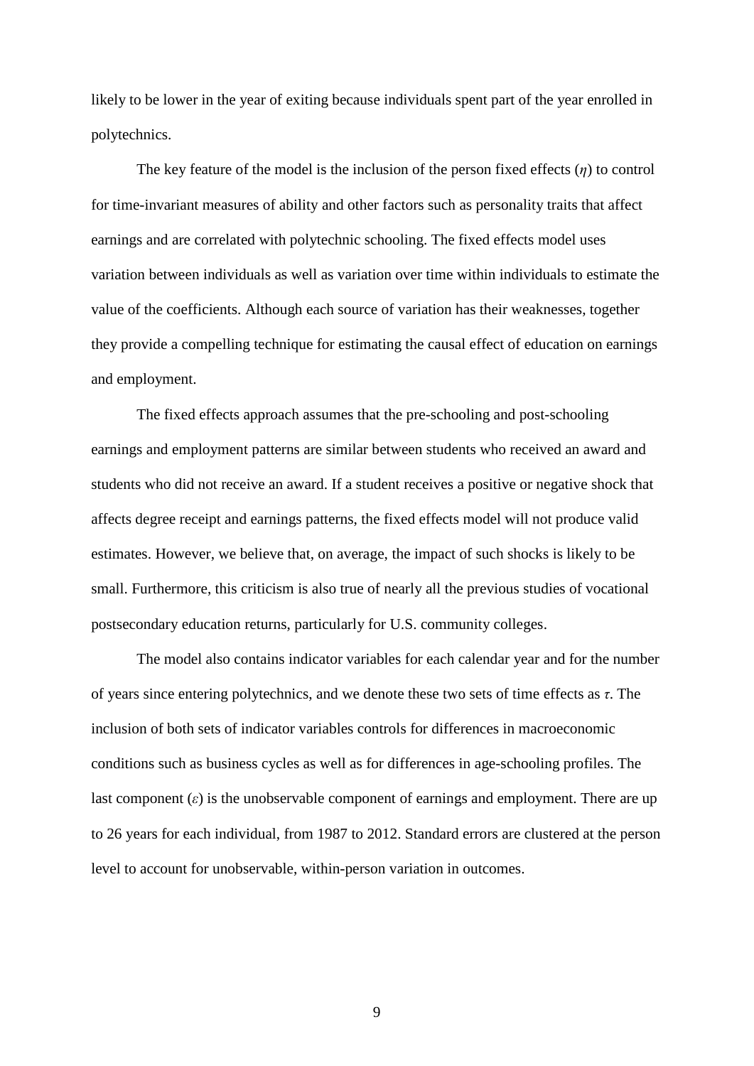likely to be lower in the year of exiting because individuals spent part of the year enrolled in polytechnics.

The key feature of the model is the inclusion of the person fixed effects ($\eta$) to control for time-invariant measures of ability and other factors such as personality traits that affect earnings and are correlated with polytechnic schooling. The fixed effects model uses variation between individuals as well as variation over time within individuals to estimate the value of the coefficients. Although each source of variation has their weaknesses, together they provide a compelling technique for estimating the causal effect of education on earnings and employment.

The fixed effects approach assumes that the pre-schooling and post-schooling earnings and employment patterns are similar between students who received an award and students who did not receive an award. If a student receives a positive or negative shock that affects degree receipt and earnings patterns, the fixed effects model will not produce valid estimates. However, we believe that, on average, the impact of such shocks is likely to be small. Furthermore, this criticism is also true of nearly all the previous studies of vocational postsecondary education returns, particularly for U.S. community colleges.

The model also contains indicator variables for each calendar year and for the number of years since entering polytechnics, and we denote these two sets of time effects as $\tau$. The inclusion of both sets of indicator variables controls for differences in macroeconomic conditions such as business cycles as well as for differences in age-schooling profiles. The last component ($\varepsilon$) is the unobservable component of earnings and employment. There are up to 26 years for each individual, from 1987 to 2012. Standard errors are clustered at the person level to account for unobservable, within-person variation in outcomes.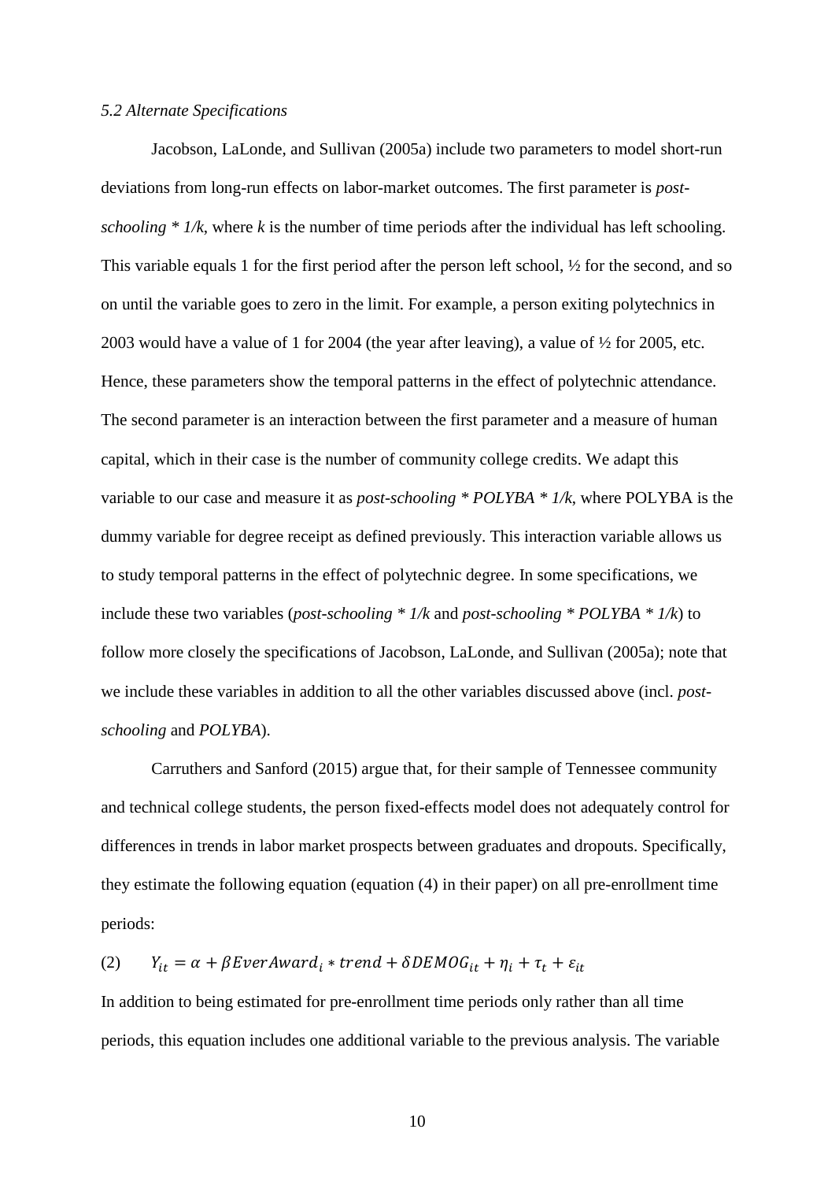### *5.2 Alternate Specifications*

Jacobson, LaLonde, and Sullivan (2005a) include two parameters to model short-run deviations from long-run effects on labor-market outcomes. The first parameter is *post-schooling * 1/k*, where *k* is the number of time periods after the individual has left schooling. This variable equals 1 for the first period after the person left school, ½ for the second, and so on until the variable goes to zero in the limit. For example, a person exiting polytechnics in 2003 would have a value of 1 for 2004 (the year after leaving), a value of ½ for 2005, etc. Hence, these parameters show the temporal patterns in the effect of polytechnic attendance. The second parameter is an interaction between the first parameter and a measure of human capital, which in their case is the number of community college credits. We adapt this variable to our case and measure it as *post-schooling * POLYBA * 1/k*, where POLYBA is the dummy variable for degree receipt as defined previously. This interaction variable allows us to study temporal patterns in the effect of polytechnic degree. In some specifications, we include these two variables (*post-schooling * 1/k* and *post-schooling * POLYBA * 1/k*) to follow more closely the specifications of Jacobson, LaLonde, and Sullivan (2005a); note that we include these variables in addition to all the other variables discussed above (incl. *post-schooling* and *POLYBA*).

Carruthers and Sanford (2015) argue that, for their sample of Tennessee community and technical college students, the person fixed-effects model does not adequately control for differences in trends in labor market prospects between graduates and dropouts. Specifically, they estimate the following equation (equation (4) in their paper) on all pre-enrollment time periods:

$$(2) \qquad Y_{it} = \alpha + \beta EverAward_i * trend + \delta DEMOG_{it} + \eta_i + \tau_t + \varepsilon_{it}$$

In addition to being estimated for pre-enrollment time periods only rather than all time periods, this equation includes one additional variable to the previous analysis. The variable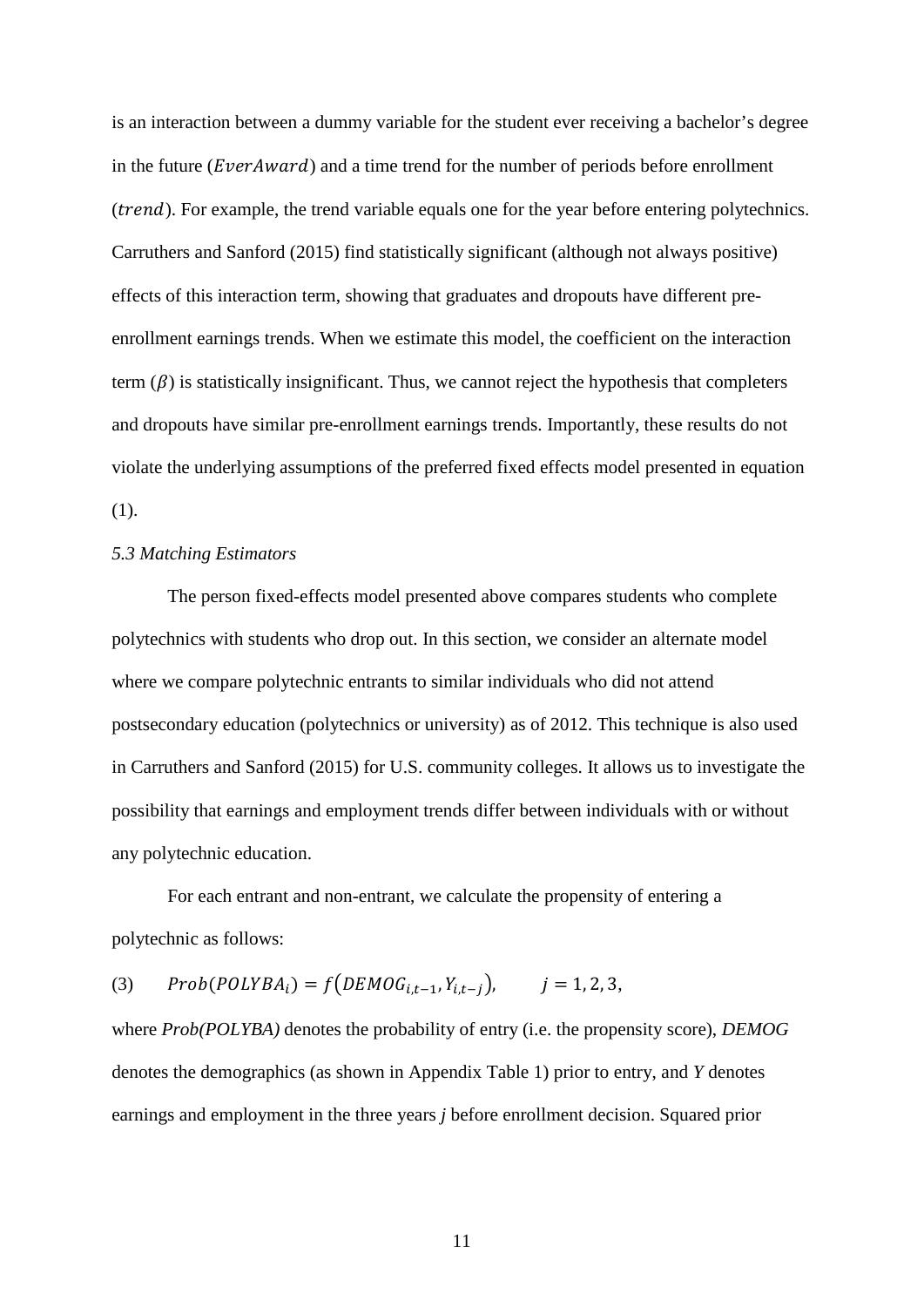is an interaction between a dummy variable for the student ever receiving a bachelor's degree in the future ($EverAward$) and a time trend for the number of periods before enrollment ($trend$). For example, the trend variable equals one for the year before entering polytechnics. Carruthers and Sanford (2015) find statistically significant (although not always positive) effects of this interaction term, showing that graduates and dropouts have different pre-enrollment earnings trends. When we estimate this model, the coefficient on the interaction term ($\beta$) is statistically insignificant. Thus, we cannot reject the hypothesis that completers and dropouts have similar pre-enrollment earnings trends. Importantly, these results do not violate the underlying assumptions of the preferred fixed effects model presented in equation (1).

### *5.3 Matching Estimators*

The person fixed-effects model presented above compares students who complete polytechnics with students who drop out. In this section, we consider an alternate model where we compare polytechnic entrants to similar individuals who did not attend postsecondary education (polytechnics or university) as of 2012. This technique is also used in Carruthers and Sanford (2015) for U.S. community colleges. It allows us to investigate the possibility that earnings and employment trends differ between individuals with or without any polytechnic education.

For each entrant and non-entrant, we calculate the propensity of entering a polytechnic as follows:

$$(3) \qquad Prob(POLYBA_i) = f\left(DEMOG_{i,t-1}, Y_{i,t-j}\right), \qquad j = 1, 2, 3,$$

where *Prob(POLYBA)* denotes the probability of entry (i.e. the propensity score), *DEMOG* denotes the demographics (as shown in Appendix Table 1) prior to entry, and *Y* denotes earnings and employment in the three years *j* before enrollment decision. Squared prior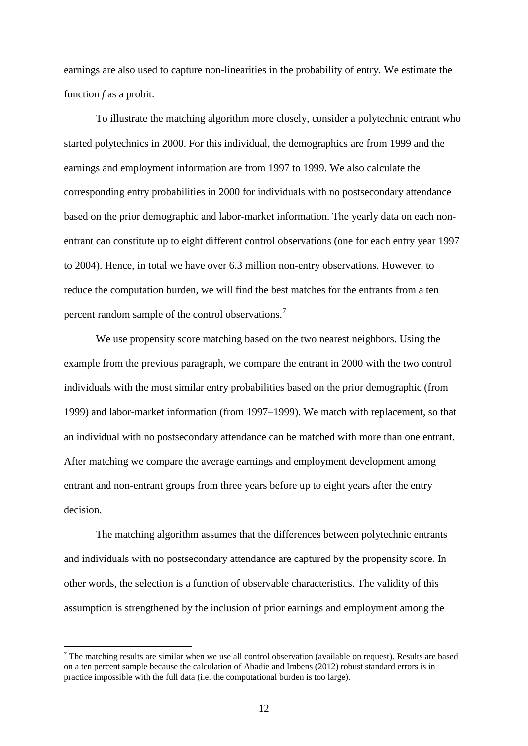earnings are also used to capture non-linearities in the probability of entry. We estimate the function *f* as a probit.

To illustrate the matching algorithm more closely, consider a polytechnic entrant who started polytechnics in 2000. For this individual, the demographics are from 1999 and the earnings and employment information are from 1997 to 1999. We also calculate the corresponding entry probabilities in 2000 for individuals with no postsecondary attendance based on the prior demographic and labor-market information. The yearly data on each non-entrant can constitute up to eight different control observations (one for each entry year 1997 to 2004). Hence, in total we have over 6.3 million non-entry observations. However, to reduce the computation burden, we will find the best matches for the entrants from a ten percent random sample of the control observations.[7]

We use propensity score matching based on the two nearest neighbors. Using the example from the previous paragraph, we compare the entrant in 2000 with the two control individuals with the most similar entry probabilities based on the prior demographic (from 1999) and labor-market information (from 1997–1999). We match with replacement, so that an individual with no postsecondary attendance can be matched with more than one entrant. After matching we compare the average earnings and employment development among entrant and non-entrant groups from three years before up to eight years after the entry decision.

The matching algorithm assumes that the differences between polytechnic entrants and individuals with no postsecondary attendance are captured by the propensity score. In other words, the selection is a function of observable characteristics. The validity of this assumption is strengthened by the inclusion of prior earnings and employment among the

[7] The matching results are similar when we use all control observation (available on request). Results are based on a ten percent sample because the calculation of Abadie and Imbens (2012) robust standard errors is in practice impossible with the full data (i.e. the computational burden is too large).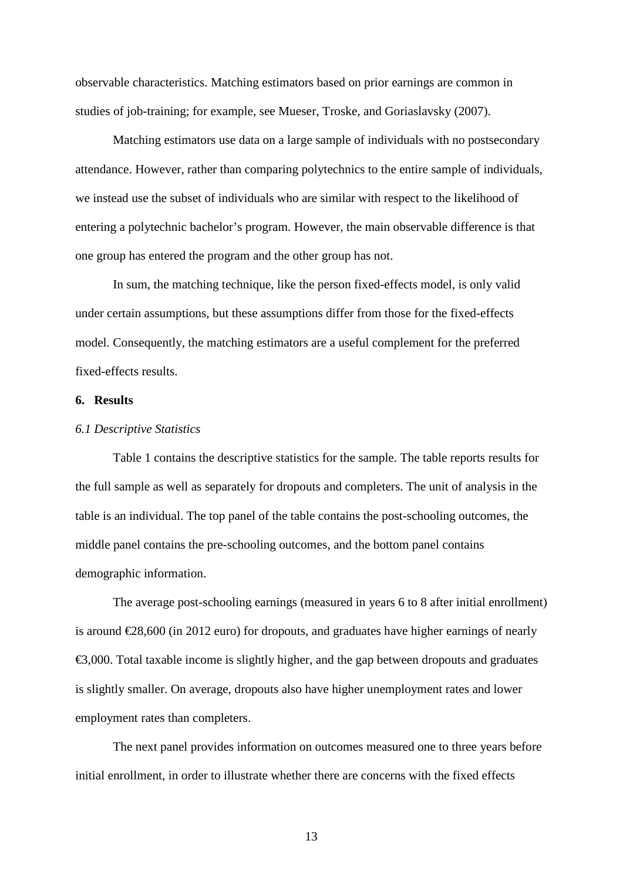observable characteristics. Matching estimators based on prior earnings are common in studies of job-training; for example, see Mueser, Troske, and Goriaslavsky (2007).

Matching estimators use data on a large sample of individuals with no postsecondary attendance. However, rather than comparing polytechnics to the entire sample of individuals, we instead use the subset of individuals who are similar with respect to the likelihood of entering a polytechnic bachelor's program. However, the main observable difference is that one group has entered the program and the other group has not.

In sum, the matching technique, like the person fixed-effects model, is only valid under certain assumptions, but these assumptions differ from those for the fixed-effects model. Consequently, the matching estimators are a useful complement for the preferred fixed-effects results.

## 6. Results

### *6.1 Descriptive Statistics*

Table 1 contains the descriptive statistics for the sample. The table reports results for the full sample as well as separately for dropouts and completers. The unit of analysis in the table is an individual. The top panel of the table contains the post-schooling outcomes, the middle panel contains the pre-schooling outcomes, and the bottom panel contains demographic information.

The average post-schooling earnings (measured in years 6 to 8 after initial enrollment) is around €28,600 (in 2012 euro) for dropouts, and graduates have higher earnings of nearly €3,000. Total taxable income is slightly higher, and the gap between dropouts and graduates is slightly smaller. On average, dropouts also have higher unemployment rates and lower employment rates than completers.

The next panel provides information on outcomes measured one to three years before initial enrollment, in order to illustrate whether there are concerns with the fixed effects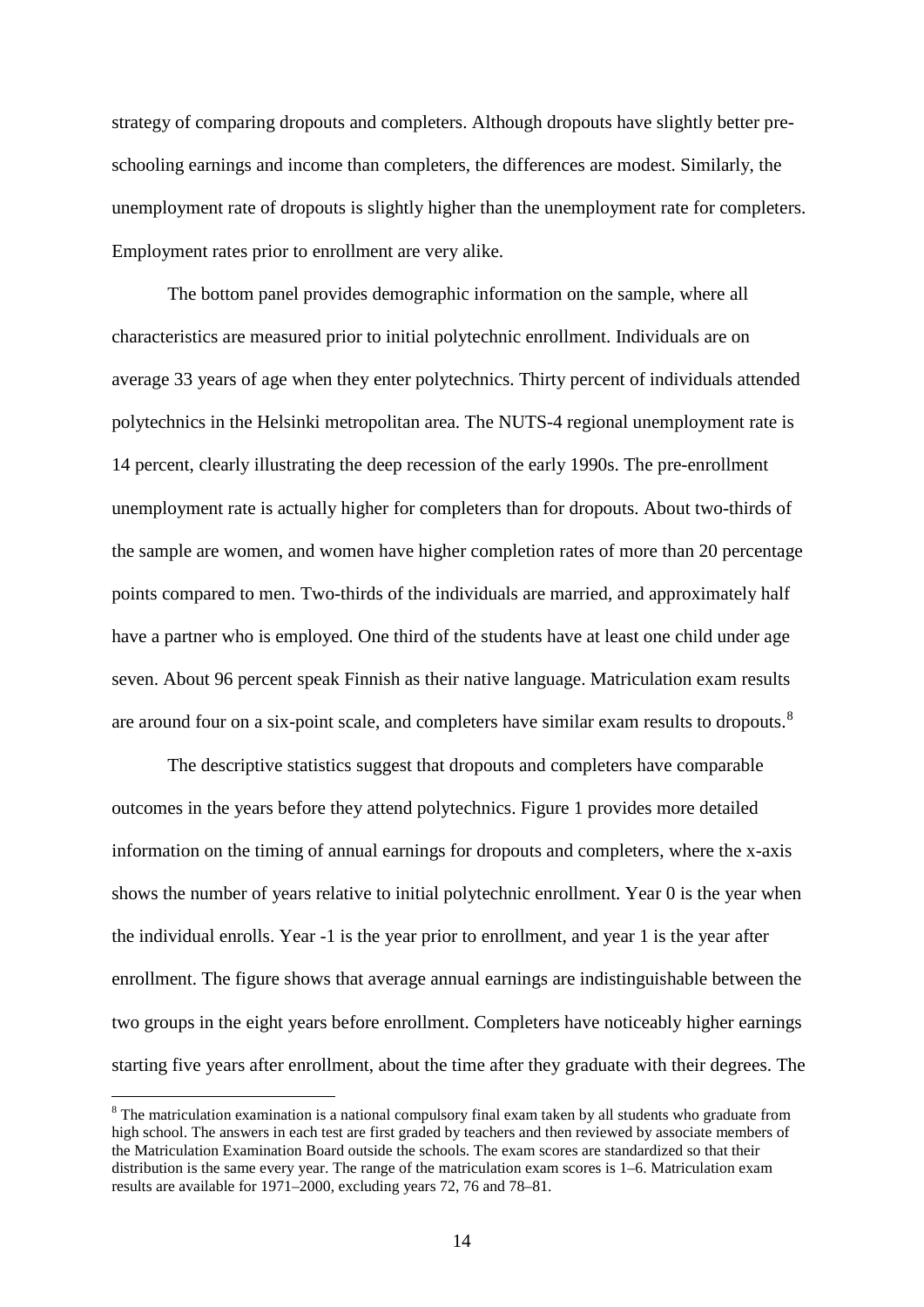strategy of comparing dropouts and completers. Although dropouts have slightly better pre-schooling earnings and income than completers, the differences are modest. Similarly, the unemployment rate of dropouts is slightly higher than the unemployment rate for completers. Employment rates prior to enrollment are very alike.

The bottom panel provides demographic information on the sample, where all characteristics are measured prior to initial polytechnic enrollment. Individuals are on average 33 years of age when they enter polytechnics. Thirty percent of individuals attended polytechnics in the Helsinki metropolitan area. The NUTS-4 regional unemployment rate is 14 percent, clearly illustrating the deep recession of the early 1990s. The pre-enrollment unemployment rate is actually higher for completers than for dropouts. About two-thirds of the sample are women, and women have higher completion rates of more than 20 percentage points compared to men. Two-thirds of the individuals are married, and approximately half have a partner who is employed. One third of the students have at least one child under age seven. About 96 percent speak Finnish as their native language. Matriculation exam results are around four on a six-point scale, and completers have similar exam results to dropouts.[8]

The descriptive statistics suggest that dropouts and completers have comparable outcomes in the years before they attend polytechnics. Figure 1 provides more detailed information on the timing of annual earnings for dropouts and completers, where the x-axis shows the number of years relative to initial polytechnic enrollment. Year 0 is the year when the individual enrolls. Year -1 is the year prior to enrollment, and year 1 is the year after enrollment. The figure shows that average annual earnings are indistinguishable between the two groups in the eight years before enrollment. Completers have noticeably higher earnings starting five years after enrollment, about the time after they graduate with their degrees. The

[8] The matriculation examination is a national compulsory final exam taken by all students who graduate from high school. The answers in each test are first graded by teachers and then reviewed by associate members of the Matriculation Examination Board outside the schools. The exam scores are standardized so that their distribution is the same every year. The range of the matriculation exam scores is 1–6. Matriculation exam results are available for 1971–2000, excluding years 72, 76 and 78–81.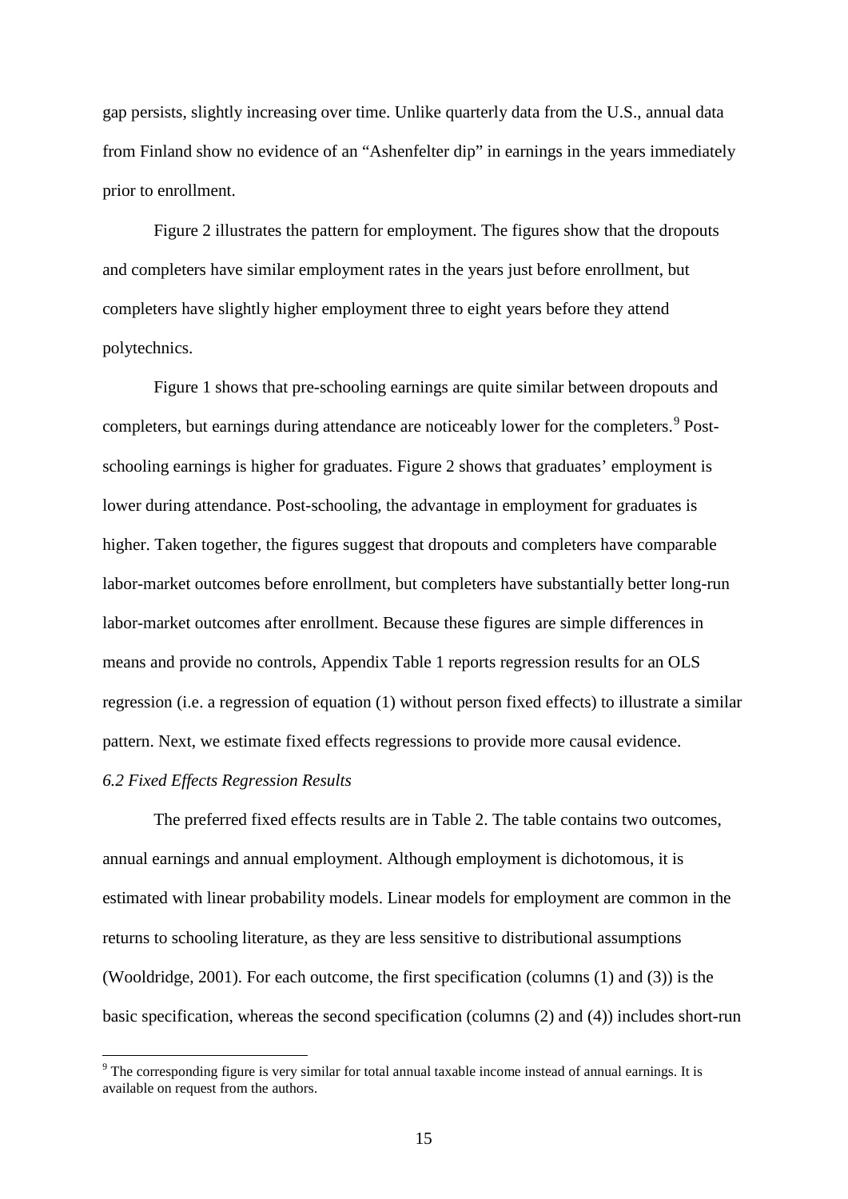gap persists, slightly increasing over time. Unlike quarterly data from the U.S., annual data from Finland show no evidence of an "Ashenfelter dip" in earnings in the years immediately prior to enrollment.

Figure 2 illustrates the pattern for employment. The figures show that the dropouts and completers have similar employment rates in the years just before enrollment, but completers have slightly higher employment three to eight years before they attend polytechnics.

Figure 1 shows that pre-schooling earnings are quite similar between dropouts and completers, but earnings during attendance are noticeably lower for the completers.[9] Post-schooling earnings is higher for graduates. Figure 2 shows that graduates' employment is lower during attendance. Post-schooling, the advantage in employment for graduates is higher. Taken together, the figures suggest that dropouts and completers have comparable labor-market outcomes before enrollment, but completers have substantially better long-run labor-market outcomes after enrollment. Because these figures are simple differences in means and provide no controls, Appendix Table 1 reports regression results for an OLS regression (i.e. a regression of equation (1) without person fixed effects) to illustrate a similar pattern. Next, we estimate fixed effects regressions to provide more causal evidence.

*6.2 Fixed Effects Regression Results*

The preferred fixed effects results are in Table 2. The table contains two outcomes, annual earnings and annual employment. Although employment is dichotomous, it is estimated with linear probability models. Linear models for employment are common in the returns to schooling literature, as they are less sensitive to distributional assumptions (Wooldridge, 2001). For each outcome, the first specification (columns (1) and (3)) is the basic specification, whereas the second specification (columns (2) and (4)) includes short-run

[9] The corresponding figure is very similar for total annual taxable income instead of annual earnings. It is available on request from the authors.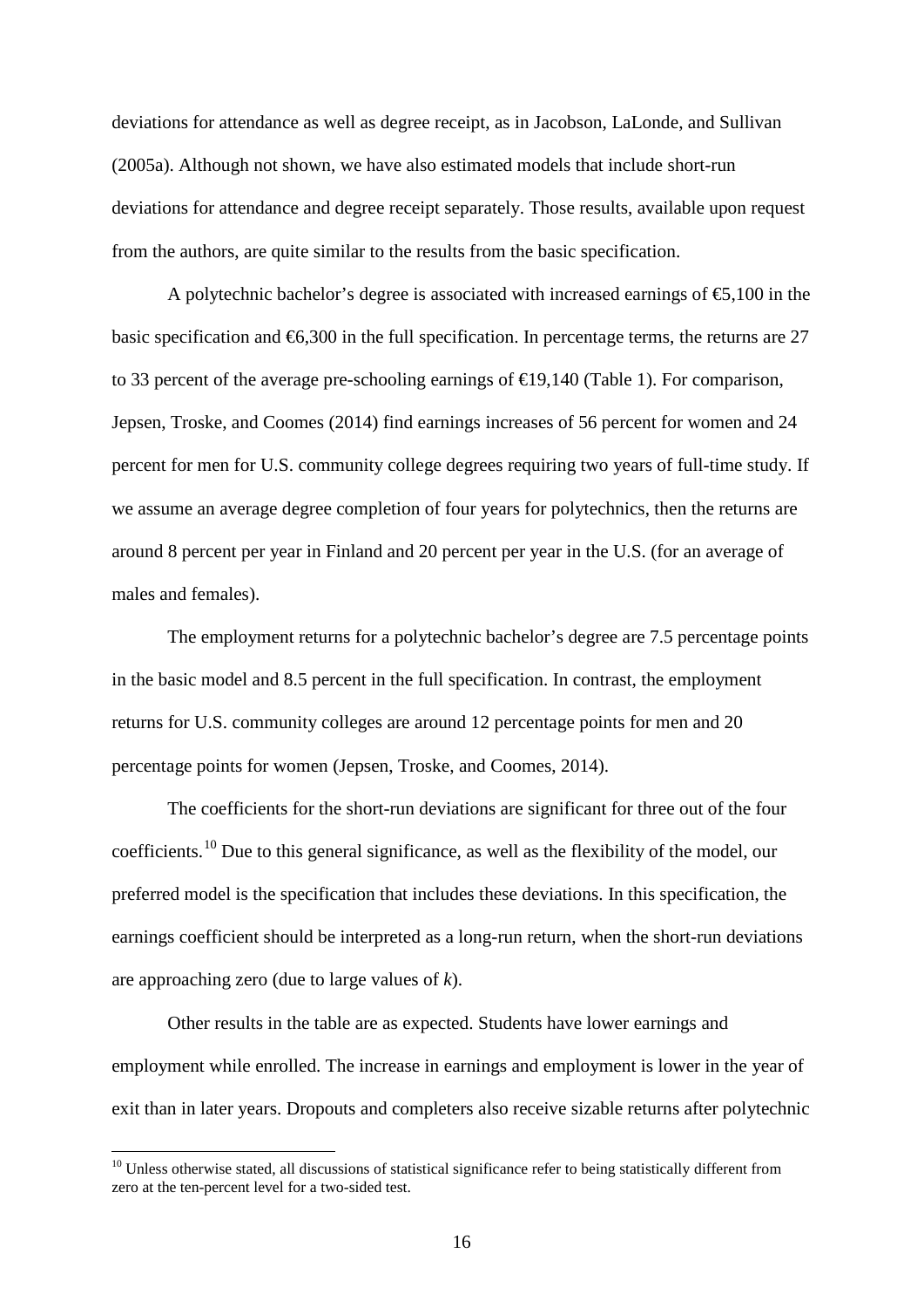deviations for attendance as well as degree receipt, as in Jacobson, LaLonde, and Sullivan (2005a). Although not shown, we have also estimated models that include short-run deviations for attendance and degree receipt separately. Those results, available upon request from the authors, are quite similar to the results from the basic specification.

A polytechnic bachelor's degree is associated with increased earnings of €5,100 in the basic specification and €6,300 in the full specification. In percentage terms, the returns are 27 to 33 percent of the average pre-schooling earnings of €19,140 (Table 1). For comparison, Jepsen, Troske, and Coomes (2014) find earnings increases of 56 percent for women and 24 percent for men for U.S. community college degrees requiring two years of full-time study. If we assume an average degree completion of four years for polytechnics, then the returns are around 8 percent per year in Finland and 20 percent per year in the U.S. (for an average of males and females).

The employment returns for a polytechnic bachelor's degree are 7.5 percentage points in the basic model and 8.5 percent in the full specification. In contrast, the employment returns for U.S. community colleges are around 12 percentage points for men and 20 percentage points for women (Jepsen, Troske, and Coomes, 2014).

The coefficients for the short-run deviations are significant for three out of the four coefficients.[10] Due to this general significance, as well as the flexibility of the model, our preferred model is the specification that includes these deviations. In this specification, the earnings coefficient should be interpreted as a long-run return, when the short-run deviations are approaching zero (due to large values of $k$).

Other results in the table are as expected. Students have lower earnings and employment while enrolled. The increase in earnings and employment is lower in the year of exit than in later years. Dropouts and completers also receive sizable returns after polytechnic

[10] Unless otherwise stated, all discussions of statistical significance refer to being statistically different from zero at the ten-percent level for a two-sided test.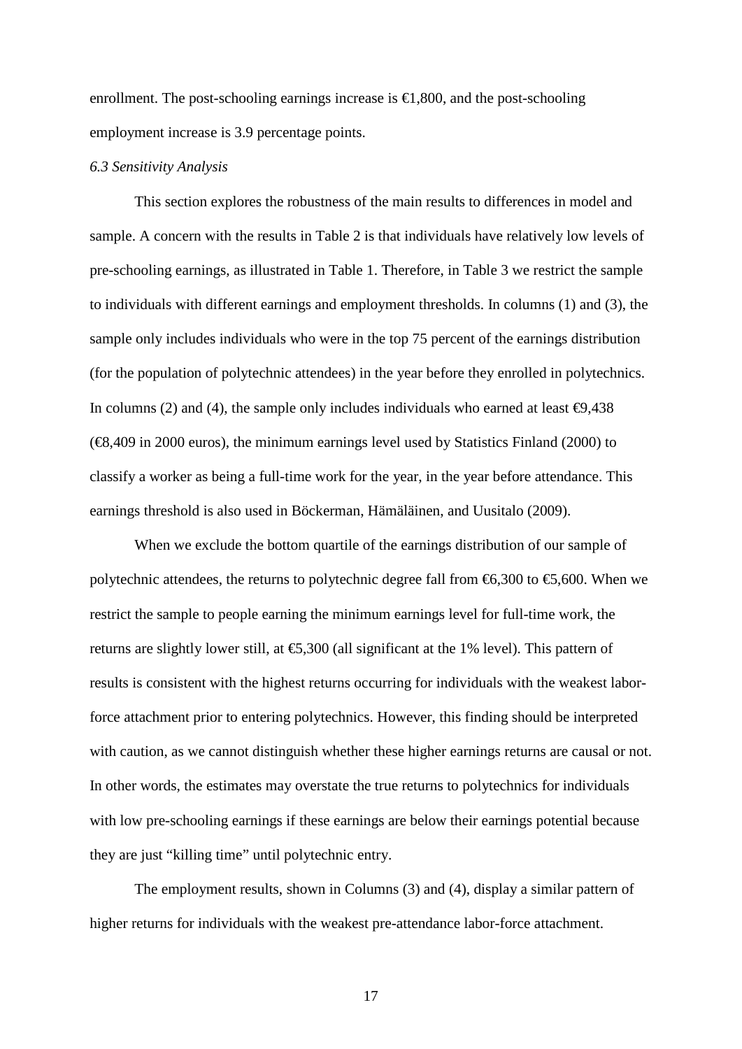enrollment. The post-schooling earnings increase is €1,800, and the post-schooling employment increase is 3.9 percentage points.

### *6.3 Sensitivity Analysis*

This section explores the robustness of the main results to differences in model and sample. A concern with the results in Table 2 is that individuals have relatively low levels of pre-schooling earnings, as illustrated in Table 1. Therefore, in Table 3 we restrict the sample to individuals with different earnings and employment thresholds. In columns (1) and (3), the sample only includes individuals who were in the top 75 percent of the earnings distribution (for the population of polytechnic attendees) in the year before they enrolled in polytechnics. In columns (2) and (4), the sample only includes individuals who earned at least €9,438 (€8,409 in 2000 euros), the minimum earnings level used by Statistics Finland (2000) to classify a worker as being a full-time work for the year, in the year before attendance. This earnings threshold is also used in Böckerman, Hämäläinen, and Uusitalo (2009).

When we exclude the bottom quartile of the earnings distribution of our sample of polytechnic attendees, the returns to polytechnic degree fall from €6,300 to €5,600. When we restrict the sample to people earning the minimum earnings level for full-time work, the returns are slightly lower still, at €5,300 (all significant at the 1% level). This pattern of results is consistent with the highest returns occurring for individuals with the weakest labor-force attachment prior to entering polytechnics. However, this finding should be interpreted with caution, as we cannot distinguish whether these higher earnings returns are causal or not. In other words, the estimates may overstate the true returns to polytechnics for individuals with low pre-schooling earnings if these earnings are below their earnings potential because they are just "killing time" until polytechnic entry.

The employment results, shown in Columns (3) and (4), display a similar pattern of higher returns for individuals with the weakest pre-attendance labor-force attachment.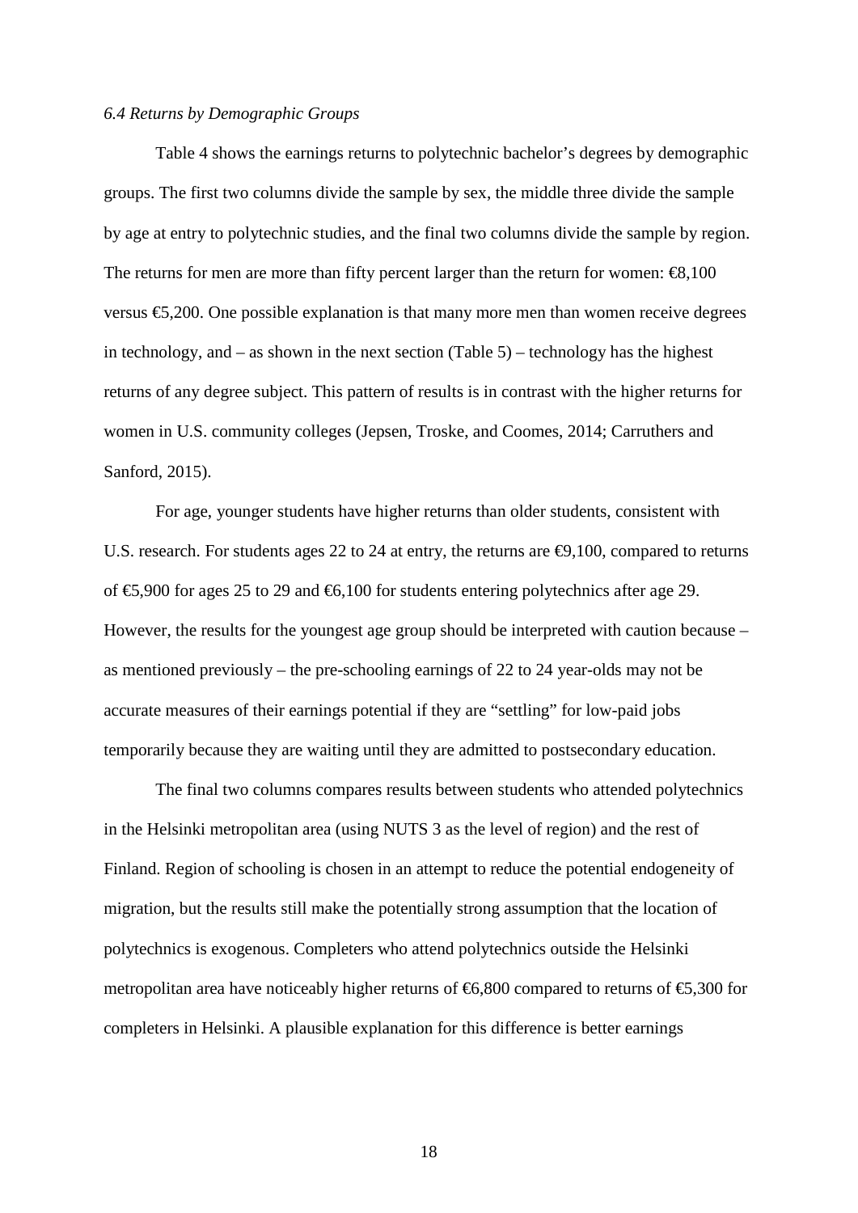*6.4 Returns by Demographic Groups*

Table 4 shows the earnings returns to polytechnic bachelor's degrees by demographic groups. The first two columns divide the sample by sex, the middle three divide the sample by age at entry to polytechnic studies, and the final two columns divide the sample by region. The returns for men are more than fifty percent larger than the return for women: €8,100 versus €5,200. One possible explanation is that many more men than women receive degrees in technology, and – as shown in the next section (Table 5) – technology has the highest returns of any degree subject. This pattern of results is in contrast with the higher returns for women in U.S. community colleges (Jepsen, Troske, and Coomes, 2014; Carruthers and Sanford, 2015).

For age, younger students have higher returns than older students, consistent with U.S. research. For students ages 22 to 24 at entry, the returns are €9,100, compared to returns of €5,900 for ages 25 to 29 and €6,100 for students entering polytechnics after age 29. However, the results for the youngest age group should be interpreted with caution because – as mentioned previously – the pre-schooling earnings of 22 to 24 year-olds may not be accurate measures of their earnings potential if they are "settling" for low-paid jobs temporarily because they are waiting until they are admitted to postsecondary education.

The final two columns compares results between students who attended polytechnics in the Helsinki metropolitan area (using NUTS 3 as the level of region) and the rest of Finland. Region of schooling is chosen in an attempt to reduce the potential endogeneity of migration, but the results still make the potentially strong assumption that the location of polytechnics is exogenous. Completers who attend polytechnics outside the Helsinki metropolitan area have noticeably higher returns of €6,800 compared to returns of €5,300 for completers in Helsinki. A plausible explanation for this difference is better earnings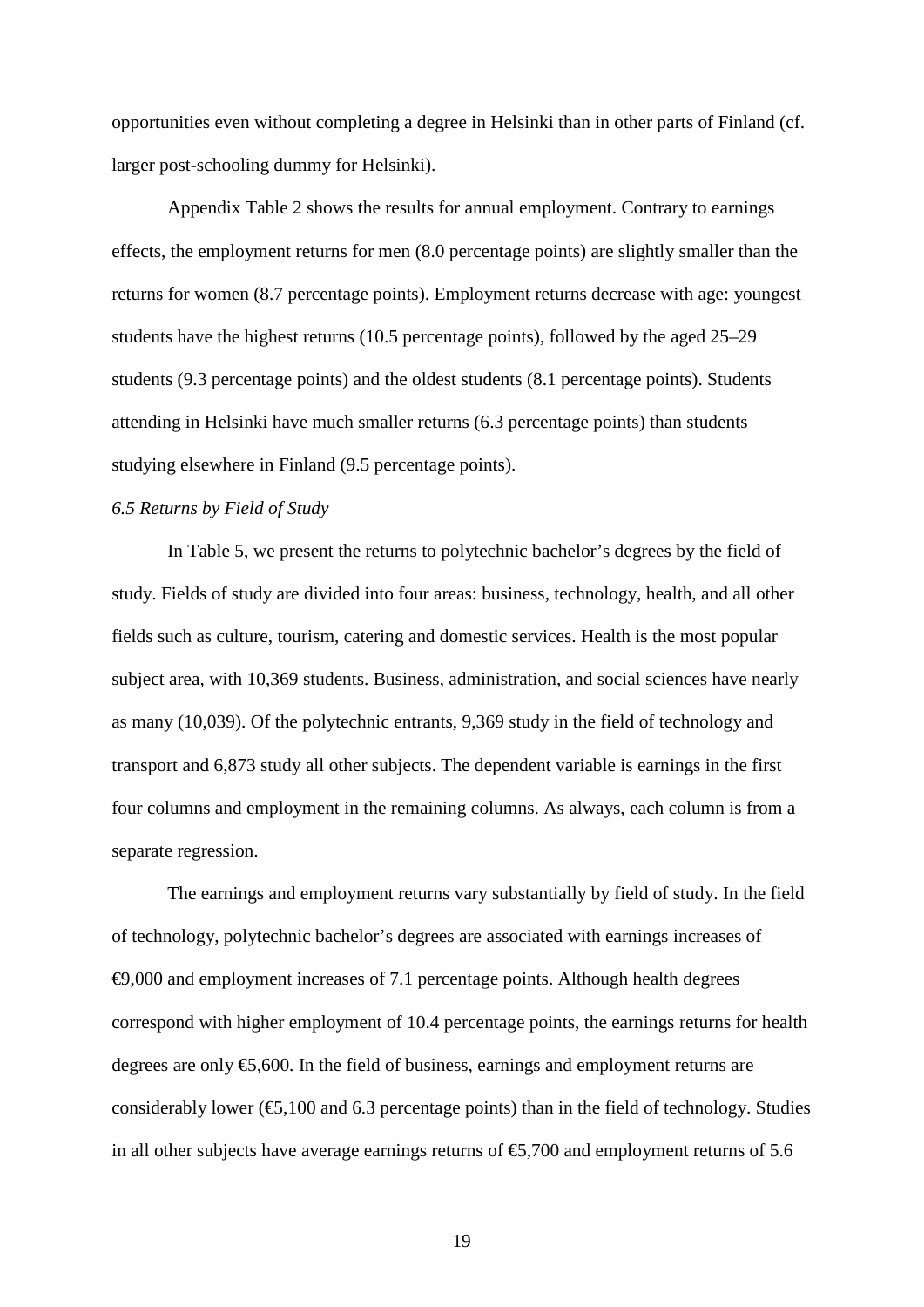opportunities even without completing a degree in Helsinki than in other parts of Finland (cf. larger post-schooling dummy for Helsinki).

Appendix Table 2 shows the results for annual employment. Contrary to earnings effects, the employment returns for men (8.0 percentage points) are slightly smaller than the returns for women (8.7 percentage points). Employment returns decrease with age: youngest students have the highest returns (10.5 percentage points), followed by the aged 25–29 students (9.3 percentage points) and the oldest students (8.1 percentage points). Students attending in Helsinki have much smaller returns (6.3 percentage points) than students studying elsewhere in Finland (9.5 percentage points).

*6.5 Returns by Field of Study*

In Table 5, we present the returns to polytechnic bachelor's degrees by the field of study. Fields of study are divided into four areas: business, technology, health, and all other fields such as culture, tourism, catering and domestic services. Health is the most popular subject area, with 10,369 students. Business, administration, and social sciences have nearly as many (10,039). Of the polytechnic entrants, 9,369 study in the field of technology and transport and 6,873 study all other subjects. The dependent variable is earnings in the first four columns and employment in the remaining columns. As always, each column is from a separate regression.

The earnings and employment returns vary substantially by field of study. In the field of technology, polytechnic bachelor's degrees are associated with earnings increases of €9,000 and employment increases of 7.1 percentage points. Although health degrees correspond with higher employment of 10.4 percentage points, the earnings returns for health degrees are only €5,600. In the field of business, earnings and employment returns are considerably lower (€5,100 and 6.3 percentage points) than in the field of technology. Studies in all other subjects have average earnings returns of €5,700 and employment returns of 5.6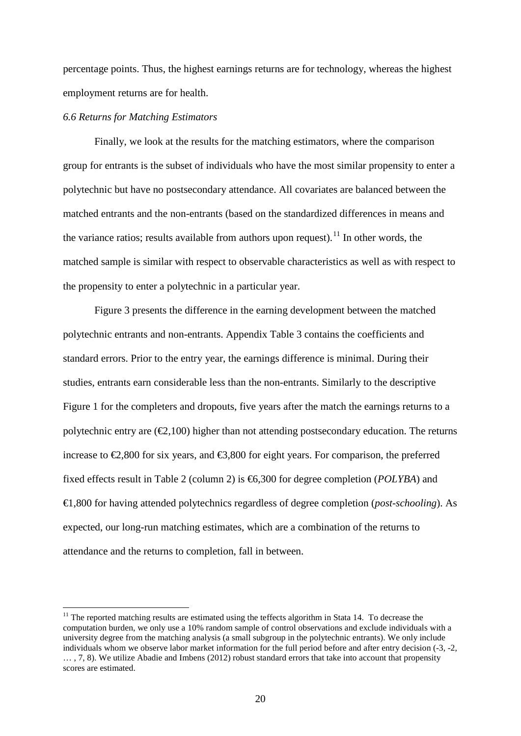percentage points. Thus, the highest earnings returns are for technology, whereas the highest employment returns are for health.

*6.6 Returns for Matching Estimators*

Finally, we look at the results for the matching estimators, where the comparison group for entrants is the subset of individuals who have the most similar propensity to enter a polytechnic but have no postsecondary attendance. All covariates are balanced between the matched entrants and the non-entrants (based on the standardized differences in means and the variance ratios; results available from authors upon request).[11] In other words, the matched sample is similar with respect to observable characteristics as well as with respect to the propensity to enter a polytechnic in a particular year.

Figure 3 presents the difference in the earning development between the matched polytechnic entrants and non-entrants. Appendix Table 3 contains the coefficients and standard errors. Prior to the entry year, the earnings difference is minimal. During their studies, entrants earn considerable less than the non-entrants. Similarly to the descriptive Figure 1 for the completers and dropouts, five years after the match the earnings returns to a polytechnic entry are (€2,100) higher than not attending postsecondary education. The returns increase to €2,800 for six years, and €3,800 for eight years. For comparison, the preferred fixed effects result in Table 2 (column 2) is €6,300 for degree completion (*POLYBA*) and €1,800 for having attended polytechnics regardless of degree completion (*post-schooling*). As expected, our long-run matching estimates, which are a combination of the returns to attendance and the returns to completion, fall in between.

[11] The reported matching results are estimated using the teffects algorithm in Stata 14. To decrease the computation burden, we only use a 10% random sample of control observations and exclude individuals with a university degree from the matching analysis (a small subgroup in the polytechnic entrants). We only include individuals whom we observe labor market information for the full period before and after entry decision (-3, -2, … , 7, 8). We utilize Abadie and Imbens (2012) robust standard errors that take into account that propensity scores are estimated.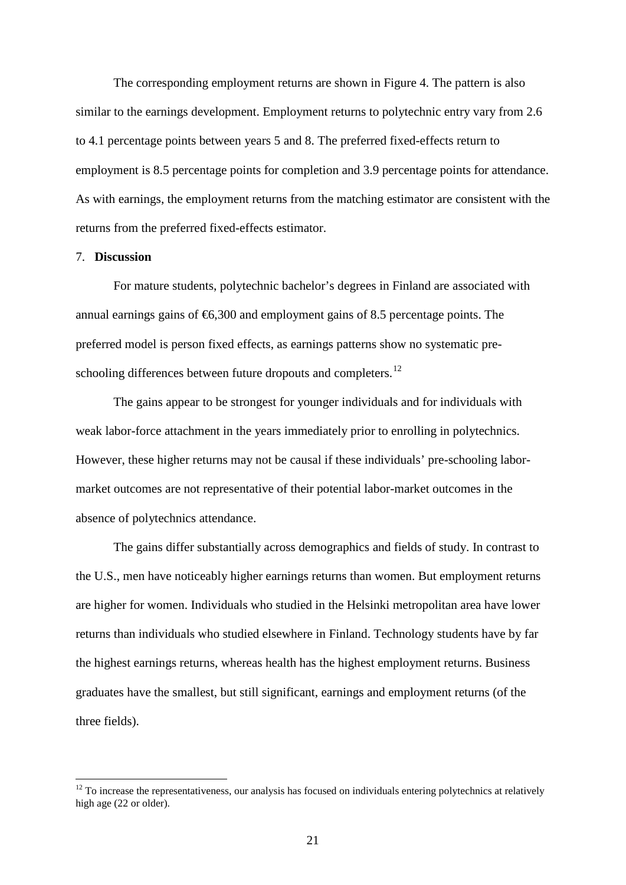The corresponding employment returns are shown in Figure 4. The pattern is also similar to the earnings development. Employment returns to polytechnic entry vary from 2.6 to 4.1 percentage points between years 5 and 8. The preferred fixed-effects return to employment is 8.5 percentage points for completion and 3.9 percentage points for attendance. As with earnings, the employment returns from the matching estimator are consistent with the returns from the preferred fixed-effects estimator.

## 7. **Discussion**

For mature students, polytechnic bachelor's degrees in Finland are associated with annual earnings gains of €6,300 and employment gains of 8.5 percentage points. The preferred model is person fixed effects, as earnings patterns show no systematic pre-schooling differences between future dropouts and completers.[12]

The gains appear to be strongest for younger individuals and for individuals with weak labor-force attachment in the years immediately prior to enrolling in polytechnics. However, these higher returns may not be causal if these individuals' pre-schooling labor-market outcomes are not representative of their potential labor-market outcomes in the absence of polytechnics attendance.

The gains differ substantially across demographics and fields of study. In contrast to the U.S., men have noticeably higher earnings returns than women. But employment returns are higher for women. Individuals who studied in the Helsinki metropolitan area have lower returns than individuals who studied elsewhere in Finland. Technology students have by far the highest earnings returns, whereas health has the highest employment returns. Business graduates have the smallest, but still significant, earnings and employment returns (of the three fields).

[12] To increase the representativeness, our analysis has focused on individuals entering polytechnics at relatively high age (22 or older).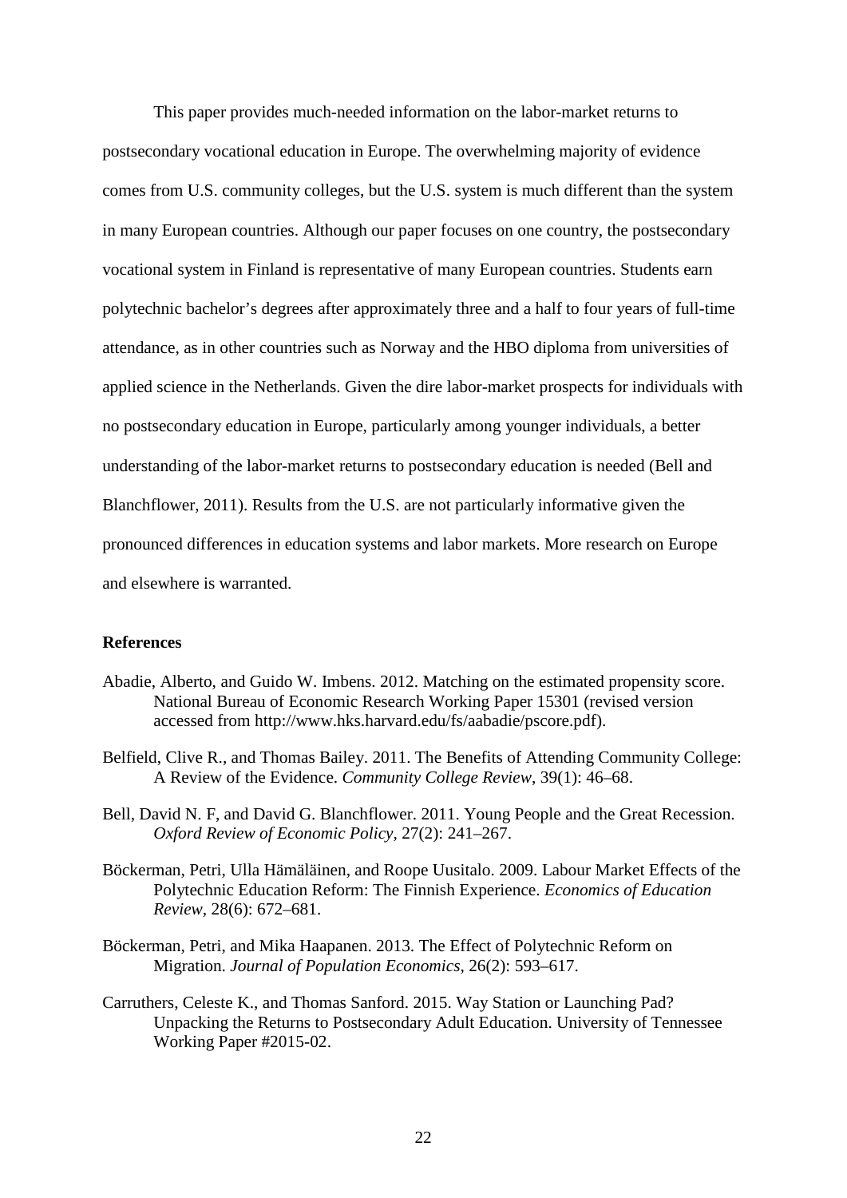This paper provides much-needed information on the labor-market returns to postsecondary vocational education in Europe. The overwhelming majority of evidence comes from U.S. community colleges, but the U.S. system is much different than the system in many European countries. Although our paper focuses on one country, the postsecondary vocational system in Finland is representative of many European countries. Students earn polytechnic bachelor's degrees after approximately three and a half to four years of full-time attendance, as in other countries such as Norway and the HBO diploma from universities of applied science in the Netherlands. Given the dire labor-market prospects for individuals with no postsecondary education in Europe, particularly among younger individuals, a better understanding of the labor-market returns to postsecondary education is needed (Bell and Blanchflower, 2011). Results from the U.S. are not particularly informative given the pronounced differences in education systems and labor markets. More research on Europe and elsewhere is warranted.

## References

Abadie, Alberto, and Guido W. Imbens. 2012. Matching on the estimated propensity score. National Bureau of Economic Research Working Paper 15301 (revised version accessed from http://www.hks.harvard.edu/fs/aabadie/pscore.pdf).

Belfield, Clive R., and Thomas Bailey. 2011. The Benefits of Attending Community College: A Review of the Evidence. *Community College Review*, 39(1): 46–68.

Bell, David N. F, and David G. Blanchflower. 2011. Young People and the Great Recession. *Oxford Review of Economic Policy*, 27(2): 241–267.

Böckerman, Petri, Ulla Hämäläinen, and Roope Uusitalo. 2009. Labour Market Effects of the Polytechnic Education Reform: The Finnish Experience. *Economics of Education Review*, 28(6): 672–681.

Böckerman, Petri, and Mika Haapanen. 2013. The Effect of Polytechnic Reform on Migration. *Journal of Population Economics*, 26(2): 593–617.

Carruthers, Celeste K., and Thomas Sanford. 2015. Way Station or Launching Pad? Unpacking the Returns to Postsecondary Adult Education. University of Tennessee Working Paper #2015-02.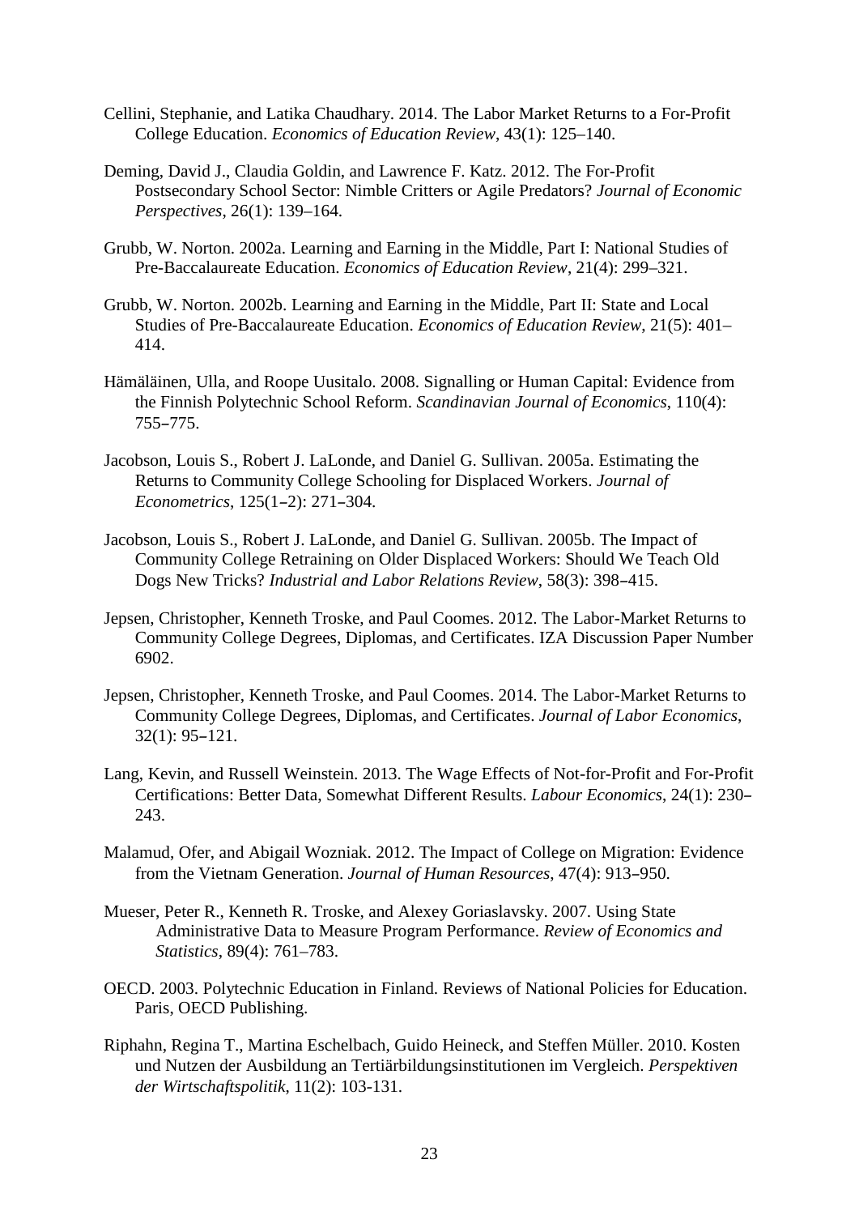Cellini, Stephanie, and Latika Chaudhary. 2014. The Labor Market Returns to a For-Profit College Education. *Economics of Education Review*, 43(1): 125–140.

Deming, David J., Claudia Goldin, and Lawrence F. Katz. 2012. The For-Profit Postsecondary School Sector: Nimble Critters or Agile Predators? *Journal of Economic Perspectives*, 26(1): 139–164.

Grubb, W. Norton. 2002a. Learning and Earning in the Middle, Part I: National Studies of Pre-Baccalaureate Education. *Economics of Education Review*, 21(4): 299–321.

Grubb, W. Norton. 2002b. Learning and Earning in the Middle, Part II: State and Local Studies of Pre-Baccalaureate Education. *Economics of Education Review*, 21(5): 401–414.

Hämäläinen, Ulla, and Roope Uusitalo. 2008. Signalling or Human Capital: Evidence from the Finnish Polytechnic School Reform. *Scandinavian Journal of Economics*, 110(4): 755–775.

Jacobson, Louis S., Robert J. LaLonde, and Daniel G. Sullivan. 2005a. Estimating the Returns to Community College Schooling for Displaced Workers. *Journal of Econometrics*, 125(1–2): 271–304.

Jacobson, Louis S., Robert J. LaLonde, and Daniel G. Sullivan. 2005b. The Impact of Community College Retraining on Older Displaced Workers: Should We Teach Old Dogs New Tricks? *Industrial and Labor Relations Review*, 58(3): 398–415.

Jepsen, Christopher, Kenneth Troske, and Paul Coomes. 2012. The Labor-Market Returns to Community College Degrees, Diplomas, and Certificates. IZA Discussion Paper Number 6902.

Jepsen, Christopher, Kenneth Troske, and Paul Coomes. 2014. The Labor-Market Returns to Community College Degrees, Diplomas, and Certificates. *Journal of Labor Economics*, 32(1): 95–121.

Lang, Kevin, and Russell Weinstein. 2013. The Wage Effects of Not-for-Profit and For-Profit Certifications: Better Data, Somewhat Different Results. *Labour Economics*, 24(1): 230–243.

Malamud, Ofer, and Abigail Wozniak. 2012. The Impact of College on Migration: Evidence from the Vietnam Generation. *Journal of Human Resources*, 47(4): 913–950.

Mueser, Peter R., Kenneth R. Troske, and Alexey Goriaslavsky. 2007. Using State Administrative Data to Measure Program Performance. *Review of Economics and Statistics*, 89(4): 761–783.

OECD. 2003. Polytechnic Education in Finland. Reviews of National Policies for Education. Paris, OECD Publishing.

Riphahn, Regina T., Martina Eschelbach, Guido Heineck, and Steffen Müller. 2010. Kosten und Nutzen der Ausbildung an Tertiärbildungsinstitutionen im Vergleich. *Perspektiven der Wirtschaftspolitik*, 11(2): 103-131.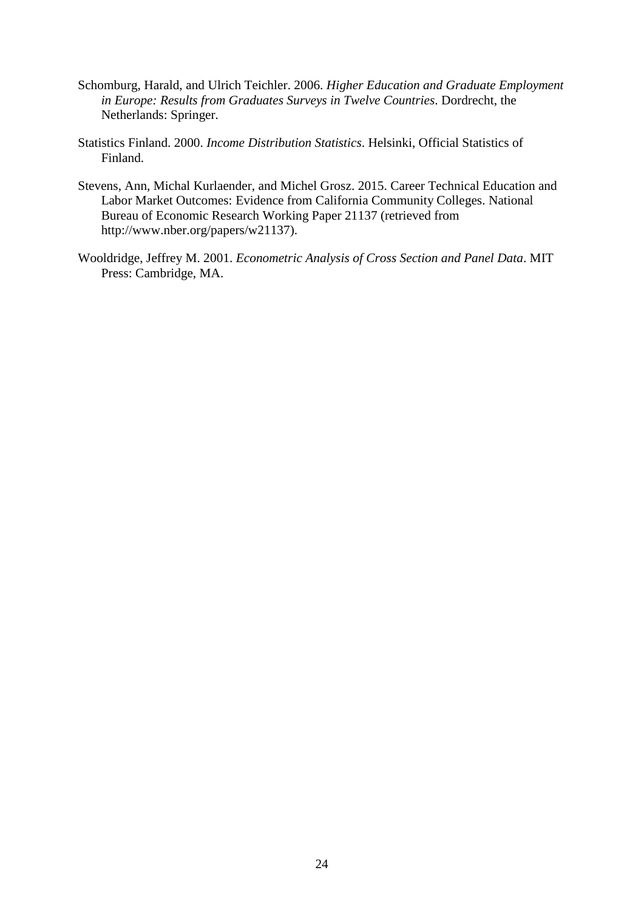Schomburg, Harald, and Ulrich Teichler. 2006. *Higher Education and Graduate Employment in Europe: Results from Graduates Surveys in Twelve Countries*. Dordrecht, the Netherlands: Springer.

Statistics Finland. 2000. *Income Distribution Statistics*. Helsinki, Official Statistics of Finland.

Stevens, Ann, Michal Kurlaender, and Michel Grosz. 2015. Career Technical Education and Labor Market Outcomes: Evidence from California Community Colleges. National Bureau of Economic Research Working Paper 21137 (retrieved from http://www.nber.org/papers/w21137).

Wooldridge, Jeffrey M. 2001. *Econometric Analysis of Cross Section and Panel Data*. MIT Press: Cambridge, MA.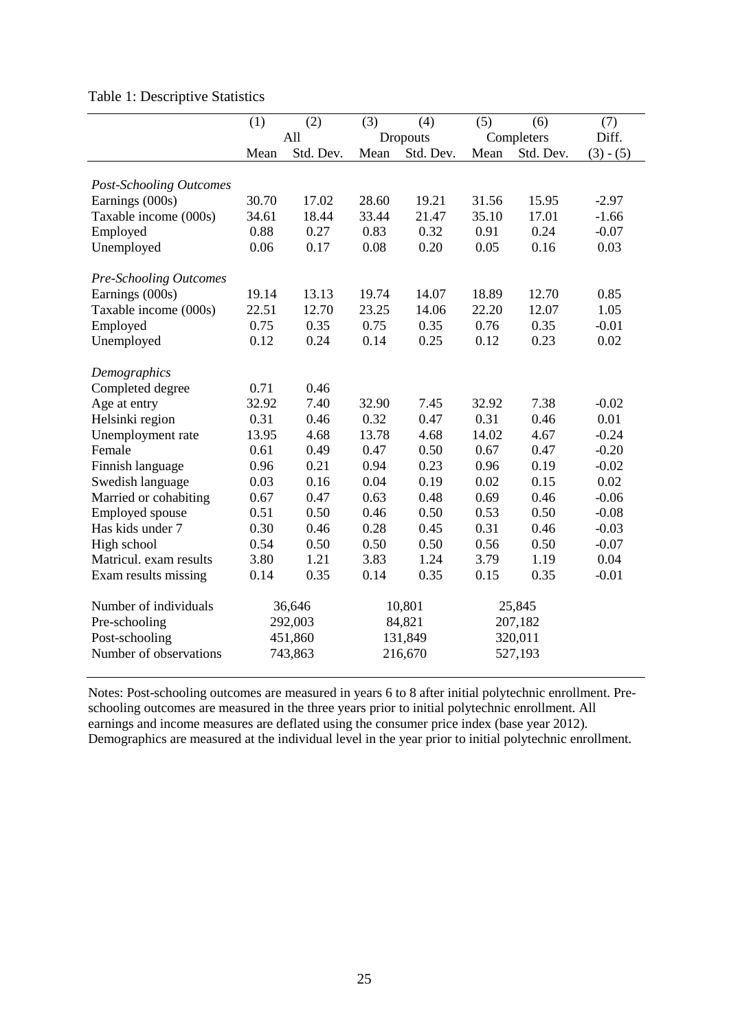Table 1: Descriptive Statistics

| | (1) | (2) | (3) | (4) | (5) | (6) | (7) |
|---|---|---|---|---|---|---|---|
| | All | | Dropouts | | Completers | | Diff. |
| | Mean | Std. Dev. | Mean | Std. Dev. | Mean | Std. Dev. | (3) - (5) |
| *Post-Schooling Outcomes* | | | | | | | |
| Earnings (000s) | 30.70 | 17.02 | 28.60 | 19.21 | 31.56 | 15.95 | -2.97 |
| Taxable income (000s) | 34.61 | 18.44 | 33.44 | 21.47 | 35.10 | 17.01 | -1.66 |
| Employed | 0.88 | 0.27 | 0.83 | 0.32 | 0.91 | 0.24 | -0.07 |
| Unemployed | 0.06 | 0.17 | 0.08 | 0.20 | 0.05 | 0.16 | 0.03 |
| *Pre-Schooling Outcomes* | | | | | | | |
| Earnings (000s) | 19.14 | 13.13 | 19.74 | 14.07 | 18.89 | 12.70 | 0.85 |
| Taxable income (000s) | 22.51 | 12.70 | 23.25 | 14.06 | 22.20 | 12.07 | 1.05 |
| Employed | 0.75 | 0.35 | 0.75 | 0.35 | 0.76 | 0.35 | -0.01 |
| Unemployed | 0.12 | 0.24 | 0.14 | 0.25 | 0.12 | 0.23 | 0.02 |
| *Demographics* | | | | | | | |
| Completed degree | 0.71 | 0.46 | | | | | |
| Age at entry | 32.92 | 7.40 | 32.90 | 7.45 | 32.92 | 7.38 | -0.02 |
| Helsinki region | 0.31 | 0.46 | 0.32 | 0.47 | 0.31 | 0.46 | 0.01 |
| Unemployment rate | 13.95 | 4.68 | 13.78 | 4.68 | 14.02 | 4.67 | -0.24 |
| Female | 0.61 | 0.49 | 0.47 | 0.50 | 0.67 | 0.47 | -0.20 |
| Finnish language | 0.96 | 0.21 | 0.94 | 0.23 | 0.96 | 0.19 | -0.02 |
| Swedish language | 0.03 | 0.16 | 0.04 | 0.19 | 0.02 | 0.15 | 0.02 |
| Married or cohabiting | 0.67 | 0.47 | 0.63 | 0.48 | 0.69 | 0.46 | -0.06 |
| Employed spouse | 0.51 | 0.50 | 0.46 | 0.50 | 0.53 | 0.50 | -0.08 |
| Has kids under 7 | 0.30 | 0.46 | 0.28 | 0.45 | 0.31 | 0.46 | -0.03 |
| High school | 0.54 | 0.50 | 0.50 | 0.50 | 0.56 | 0.50 | -0.07 |
| Matricul. exam results | 3.80 | 1.21 | 3.83 | 1.24 | 3.79 | 1.19 | 0.04 |
| Exam results missing | 0.14 | 0.35 | 0.14 | 0.35 | 0.15 | 0.35 | -0.01 |
| Number of individuals | 36,646 | | 10,801 | | 25,845 | | |
| Pre-schooling | 292,003 | | 84,821 | | 207,182 | | |
| Post-schooling | 451,860 | | 131,849 | | 320,011 | | |
| Number of observations | 743,863 | | 216,670 | | 527,193 | | |

Notes: Post-schooling outcomes are measured in years 6 to 8 after initial polytechnic enrollment. Pre-schooling outcomes are measured in the three years prior to initial polytechnic enrollment. All earnings and income measures are deflated using the consumer price index (base year 2012). Demographics are measured at the individual level in the year prior to initial polytechnic enrollment.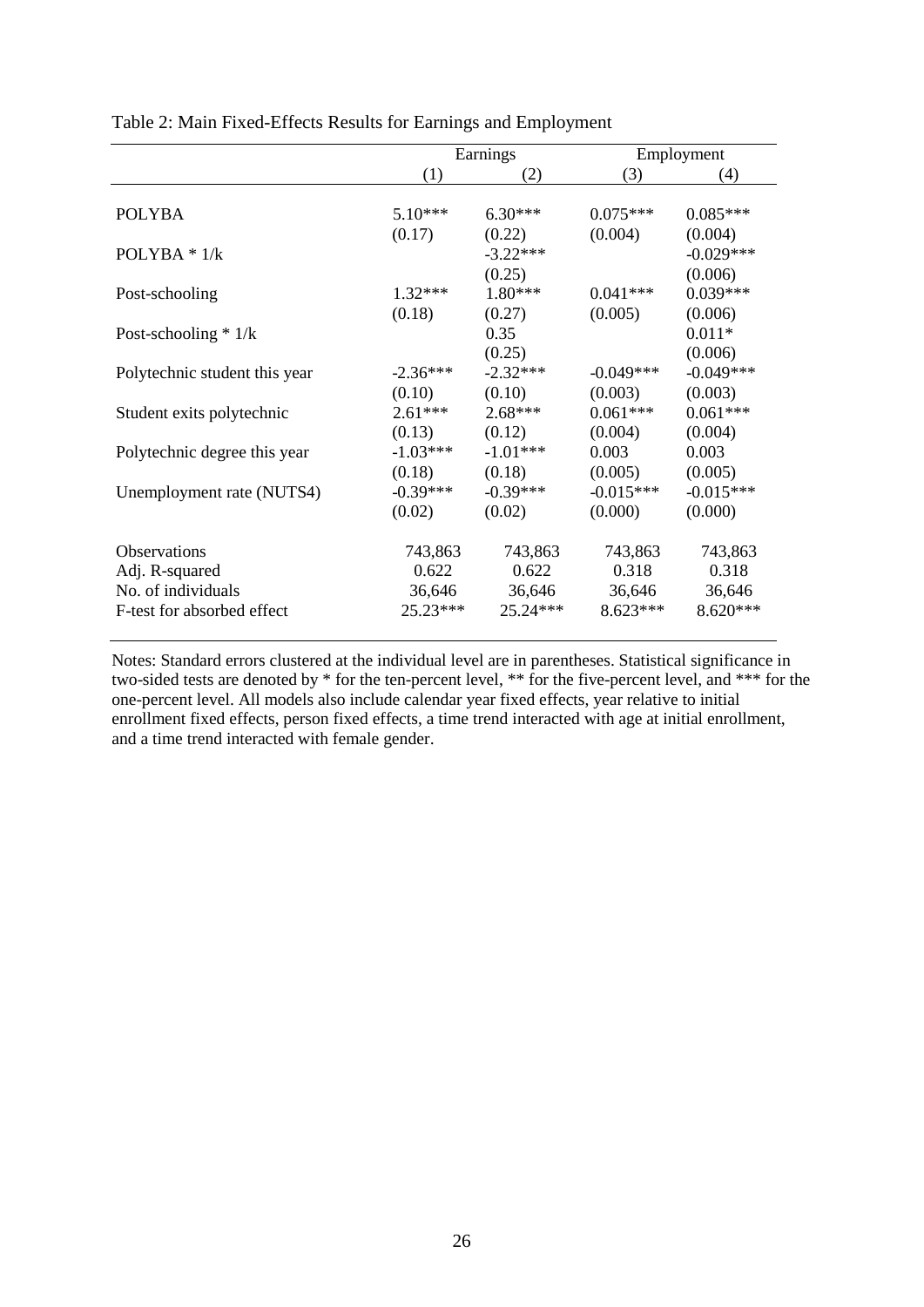Table 2: Main Fixed-Effects Results for Earnings and Employment

| | Earnings | | Employment | |
|---|---|---|---|---|
| | (1) | (2) | (3) | (4) |
| POLYBA | 5.10*** | 6.30*** | 0.075*** | 0.085*** |
| | (0.17) | (0.22) | (0.004) | (0.004) |
| POLYBA * 1/k | | -3.22*** | | -0.029*** |
| | | (0.25) | | (0.006) |
| Post-schooling | 1.32*** | 1.80*** | 0.041*** | 0.039*** |
| | (0.18) | (0.27) | (0.005) | (0.006) |
| Post-schooling * 1/k | | 0.35 | | 0.011* |
| | | (0.25) | | (0.006) |
| Polytechnic student this year | -2.36*** | -2.32*** | -0.049*** | -0.049*** |
| | (0.10) | (0.10) | (0.003) | (0.003) |
| Student exits polytechnic | 2.61*** | 2.68*** | 0.061*** | 0.061*** |
| | (0.13) | (0.12) | (0.004) | (0.004) |
| Polytechnic degree this year | -1.03*** | -1.01*** | 0.003 | 0.003 |
| | (0.18) | (0.18) | (0.005) | (0.005) |
| Unemployment rate (NUTS4) | -0.39*** | -0.39*** | -0.015*** | -0.015*** |
| | (0.02) | (0.02) | (0.000) | (0.000) |
| Observations | 743,863 | 743,863 | 743,863 | 743,863 |
| Adj. R-squared | 0.622 | 0.622 | 0.318 | 0.318 |
| No. of individuals | 36,646 | 36,646 | 36,646 | 36,646 |
| F-test for absorbed effect | 25.23*** | 25.24*** | 8.623*** | 8.620*** |

Notes: Standard errors clustered at the individual level are in parentheses. Statistical significance in two-sided tests are denoted by * for the ten-percent level, ** for the five-percent level, and *** for the one-percent level. All models also include calendar year fixed effects, year relative to initial enrollment fixed effects, person fixed effects, a time trend interacted with age at initial enrollment, and a time trend interacted with female gender.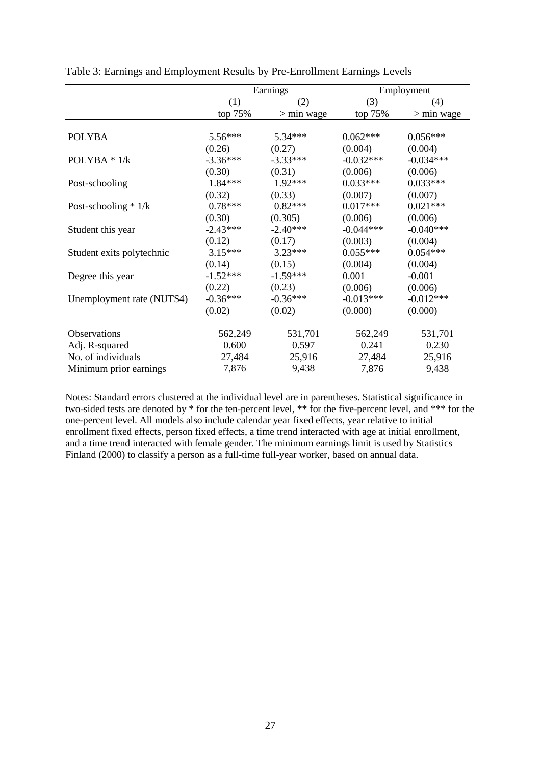Table 3: Earnings and Employment Results by Pre-Enrollment Earnings Levels

| | Earnings | | Employment | |
|---|---|---|---|---|
| | (1) | (2) | (3) | (4) |
| | top 75% | > min wage | top 75% | > min wage |
| POLYBA | 5.56*** | 5.34*** | 0.062*** | 0.056*** |
| | (0.26) | (0.27) | (0.004) | (0.004) |
| POLYBA * 1/k | -3.36*** | -3.33*** | -0.032*** | -0.034*** |
| | (0.30) | (0.31) | (0.006) | (0.006) |
| Post-schooling | 1.84*** | 1.92*** | 0.033*** | 0.033*** |
| | (0.32) | (0.33) | (0.007) | (0.007) |
| Post-schooling * 1/k | 0.78*** | 0.82*** | 0.017*** | 0.021*** |
| | (0.30) | (0.305) | (0.006) | (0.006) |
| Student this year | -2.43*** | -2.40*** | -0.044*** | -0.040*** |
| | (0.12) | (0.17) | (0.003) | (0.004) |
| Student exits polytechnic | 3.15*** | 3.23*** | 0.055*** | 0.054*** |
| | (0.14) | (0.15) | (0.004) | (0.004) |
| Degree this year | -1.52*** | -1.59*** | 0.001 | -0.001 |
| | (0.22) | (0.23) | (0.006) | (0.006) |
| Unemployment rate (NUTS4) | -0.36*** | -0.36*** | -0.013*** | -0.012*** |
| | (0.02) | (0.02) | (0.000) | (0.000) |
| Observations | 562,249 | 531,701 | 562,249 | 531,701 |
| Adj. R-squared | 0.600 | 0.597 | 0.241 | 0.230 |
| No. of individuals | 27,484 | 25,916 | 27,484 | 25,916 |
| Minimum prior earnings | 7,876 | 9,438 | 7,876 | 9,438 |

Notes: Standard errors clustered at the individual level are in parentheses. Statistical significance in two-sided tests are denoted by * for the ten-percent level, ** for the five-percent level, and *** for the one-percent level. All models also include calendar year fixed effects, year relative to initial enrollment fixed effects, person fixed effects, a time trend interacted with age at initial enrollment, and a time trend interacted with female gender. The minimum earnings limit is used by Statistics Finland (2000) to classify a person as a full-time full-year worker, based on annual data.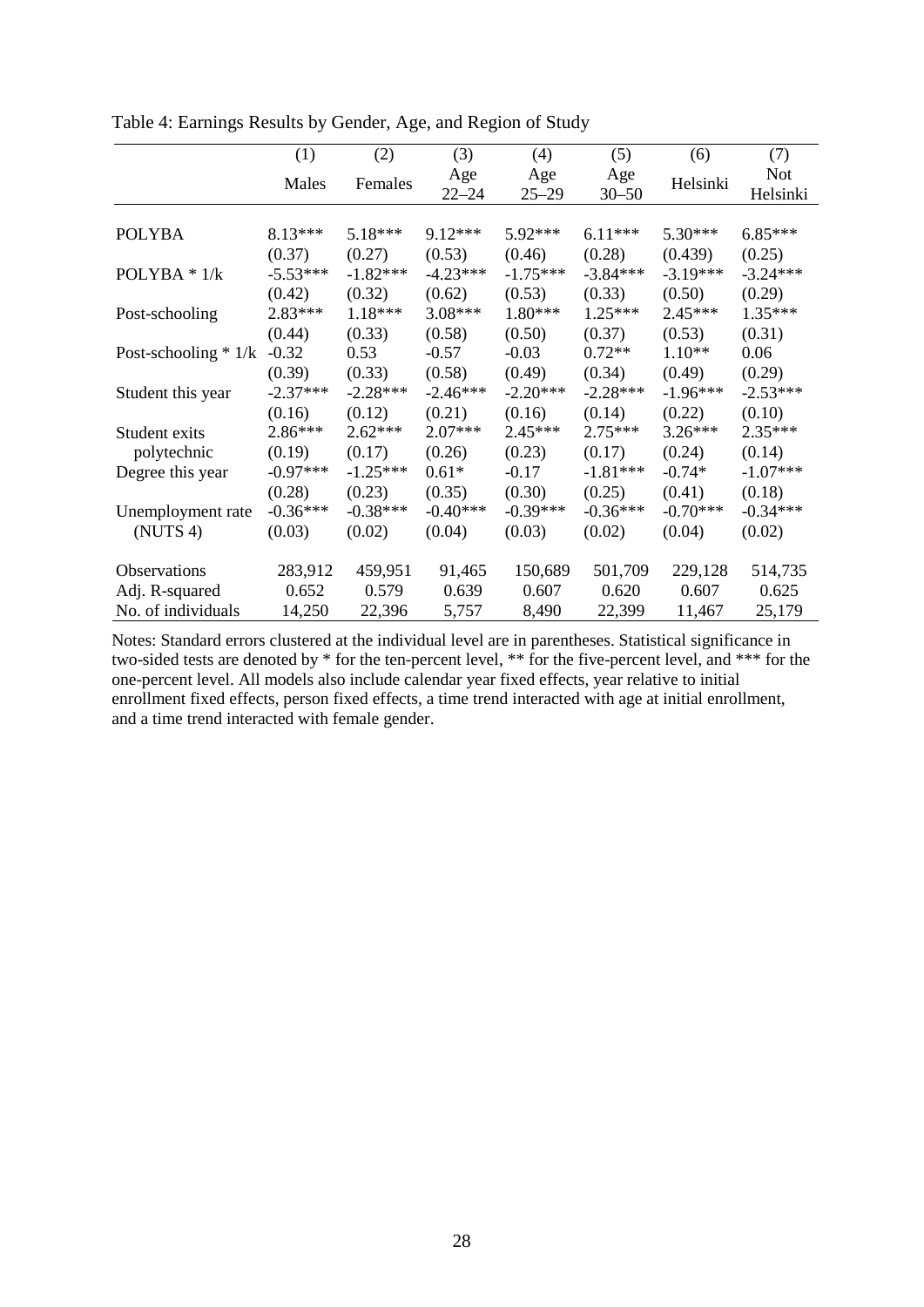Table 4: Earnings Results by Gender, Age, and Region of Study

| | (1) | (2) | (3) | (4) | (5) | (6) | (7) |
|---|---|---|---|---|---|---|---|
| | Males | Females | Age 22–24 | Age 25–29 | Age 30–50 | Helsinki | Not Helsinki |
| POLYBA | 8.13*** | 5.18*** | 9.12*** | 5.92*** | 6.11*** | 5.30*** | 6.85*** |
| | (0.37) | (0.27) | (0.53) | (0.46) | (0.28) | (0.439) | (0.25) |
| POLYBA * 1/k | -5.53*** | -1.82*** | -4.23*** | -1.75*** | -3.84*** | -3.19*** | -3.24*** |
| | (0.42) | (0.32) | (0.62) | (0.53) | (0.33) | (0.50) | (0.29) |
| Post-schooling | 2.83*** | 1.18*** | 3.08*** | 1.80*** | 1.25*** | 2.45*** | 1.35*** |
| | (0.44) | (0.33) | (0.58) | (0.50) | (0.37) | (0.53) | (0.31) |
| Post-schooling * 1/k | -0.32 | 0.53 | -0.57 | -0.03 | 0.72** | 1.10** | 0.06 |
| | (0.39) | (0.33) | (0.58) | (0.49) | (0.34) | (0.49) | (0.29) |
| Student this year | -2.37*** | -2.28*** | -2.46*** | -2.20*** | -2.28*** | -1.96*** | -2.53*** |
| | (0.16) | (0.12) | (0.21) | (0.16) | (0.14) | (0.22) | (0.10) |
| Student exits polytechnic | 2.86*** | 2.62*** | 2.07*** | 2.45*** | 2.75*** | 3.26*** | 2.35*** |
| | (0.19) | (0.17) | (0.26) | (0.23) | (0.17) | (0.24) | (0.14) |
| Degree this year | -0.97*** | -1.25*** | 0.61* | -0.17 | -1.81*** | -0.74* | -1.07*** |
| | (0.28) | (0.23) | (0.35) | (0.30) | (0.25) | (0.41) | (0.18) |
| Unemployment rate (NUTS 4) | -0.36*** | -0.38*** | -0.40*** | -0.39*** | -0.36*** | -0.70*** | -0.34*** |
| | (0.03) | (0.02) | (0.04) | (0.03) | (0.02) | (0.04) | (0.02) |
| Observations | 283,912 | 459,951 | 91,465 | 150,689 | 501,709 | 229,128 | 514,735 |
| Adj. R-squared | 0.652 | 0.579 | 0.639 | 0.607 | 0.620 | 0.607 | 0.625 |
| No. of individuals | 14,250 | 22,396 | 5,757 | 8,490 | 22,399 | 11,467 | 25,179 |

Notes: Standard errors clustered at the individual level are in parentheses. Statistical significance in two-sided tests are denoted by * for the ten-percent level, ** for the five-percent level, and *** for the one-percent level. All models also include calendar year fixed effects, year relative to initial enrollment fixed effects, person fixed effects, a time trend interacted with age at initial enrollment, and a time trend interacted with female gender.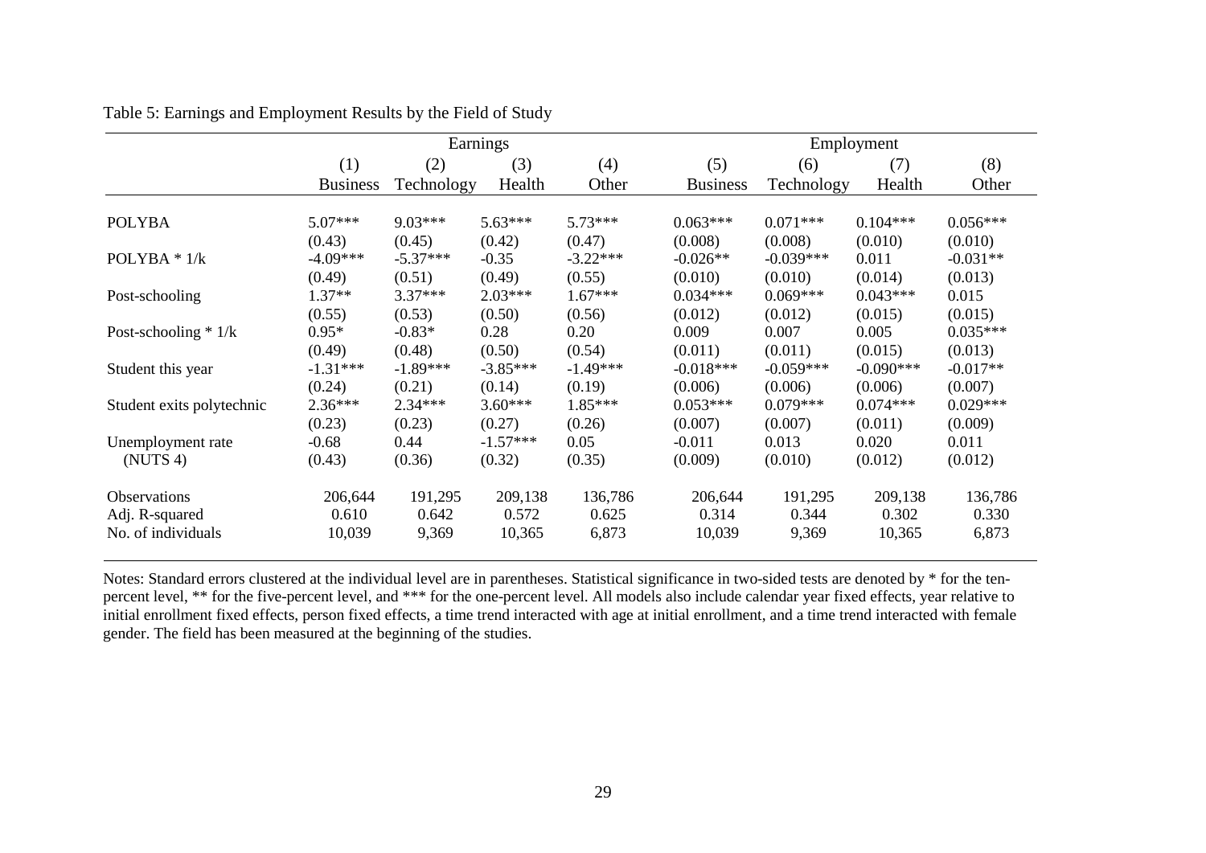Table 5: Earnings and Employment Results by the Field of Study

| | Earnings | | | | Employment | | | |
|---|---|---|---|---|---|---|---|---|
| | (1) | (2) | (3) | (4) | (5) | (6) | (7) | (8) |
| | Business | Technology | Health | Other | Business | Technology | Health | Other |
| POLYBA | 5.07*** | 9.03*** | 5.63*** | 5.73*** | 0.063*** | 0.071*** | 0.104*** | 0.056*** |
| | (0.43) | (0.45) | (0.42) | (0.47) | (0.008) | (0.008) | (0.010) | (0.010) |
| POLYBA * 1/k | -4.09*** | -5.37*** | -0.35 | -3.22*** | -0.026** | -0.039*** | 0.011 | -0.031** |
| | (0.49) | (0.51) | (0.49) | (0.55) | (0.010) | (0.010) | (0.014) | (0.013) |
| Post-schooling | 1.37** | 3.37*** | 2.03*** | 1.67*** | 0.034*** | 0.069*** | 0.043*** | 0.015 |
| | (0.55) | (0.53) | (0.50) | (0.56) | (0.012) | (0.012) | (0.015) | (0.015) |
| Post-schooling * 1/k | 0.95* | -0.83* | 0.28 | 0.20 | 0.009 | 0.007 | 0.005 | 0.035*** |
| | (0.49) | (0.48) | (0.50) | (0.54) | (0.011) | (0.011) | (0.015) | (0.013) |
| Student this year | -1.31*** | -1.89*** | -3.85*** | -1.49*** | -0.018*** | -0.059*** | -0.090*** | -0.017** |
| | (0.24) | (0.21) | (0.14) | (0.19) | (0.006) | (0.006) | (0.006) | (0.007) |
| Student exits polytechnic | 2.36*** | 2.34*** | 3.60*** | 1.85*** | 0.053*** | 0.079*** | 0.074*** | 0.029*** |
| | (0.23) | (0.23) | (0.27) | (0.26) | (0.007) | (0.007) | (0.011) | (0.009) |
| Unemployment rate | -0.68 | 0.44 | -1.57*** | 0.05 | -0.011 | 0.013 | 0.020 | 0.011 |
| (NUTS 4) | (0.43) | (0.36) | (0.32) | (0.35) | (0.009) | (0.010) | (0.012) | (0.012) |
| Observations | 206,644 | 191,295 | 209,138 | 136,786 | 206,644 | 191,295 | 209,138 | 136,786 |
| Adj. R-squared | 0.610 | 0.642 | 0.572 | 0.625 | 0.314 | 0.344 | 0.302 | 0.330 |
| No. of individuals | 10,039 | 9,369 | 10,365 | 6,873 | 10,039 | 9,369 | 10,365 | 6,873 |

Notes: Standard errors clustered at the individual level are in parentheses. Statistical significance in two-sided tests are denoted by * for the ten-percent level, ** for the five-percent level, and *** for the one-percent level. All models also include calendar year fixed effects, year relative to initial enrollment fixed effects, person fixed effects, a time trend interacted with age at initial enrollment, and a time trend interacted with female gender. The field has been measured at the beginning of the studies.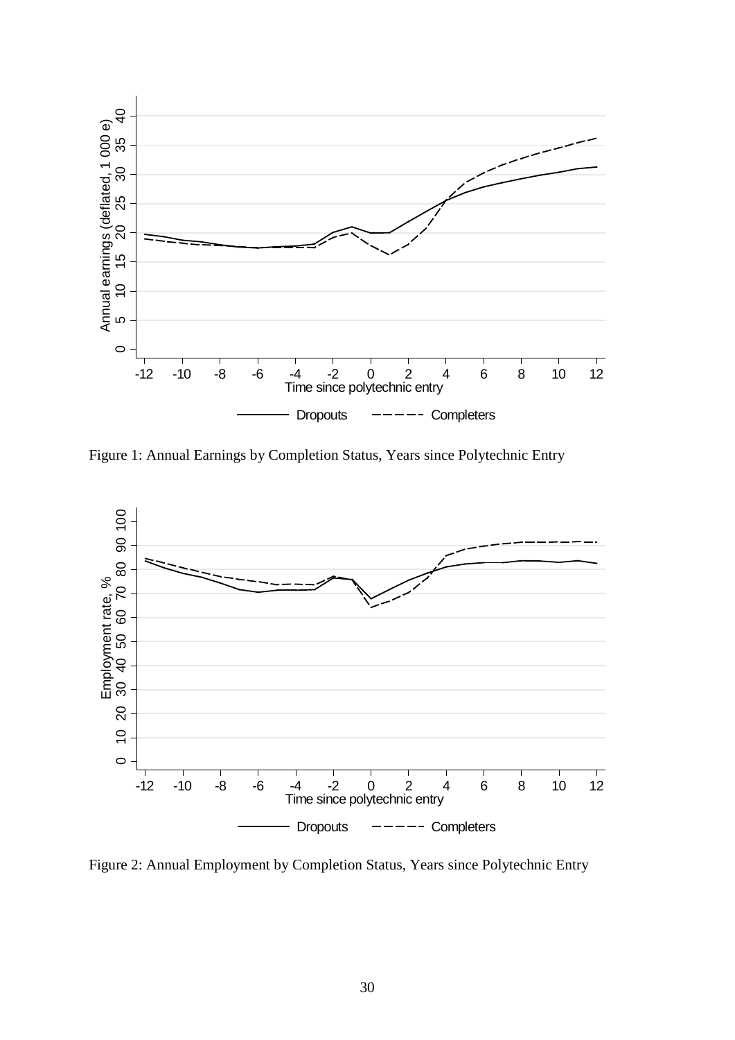Figure 1: Annual Earnings by Completion Status, Years since Polytechnic Entry

Figure 2: Annual Employment by Completion Status, Years since Polytechnic Entry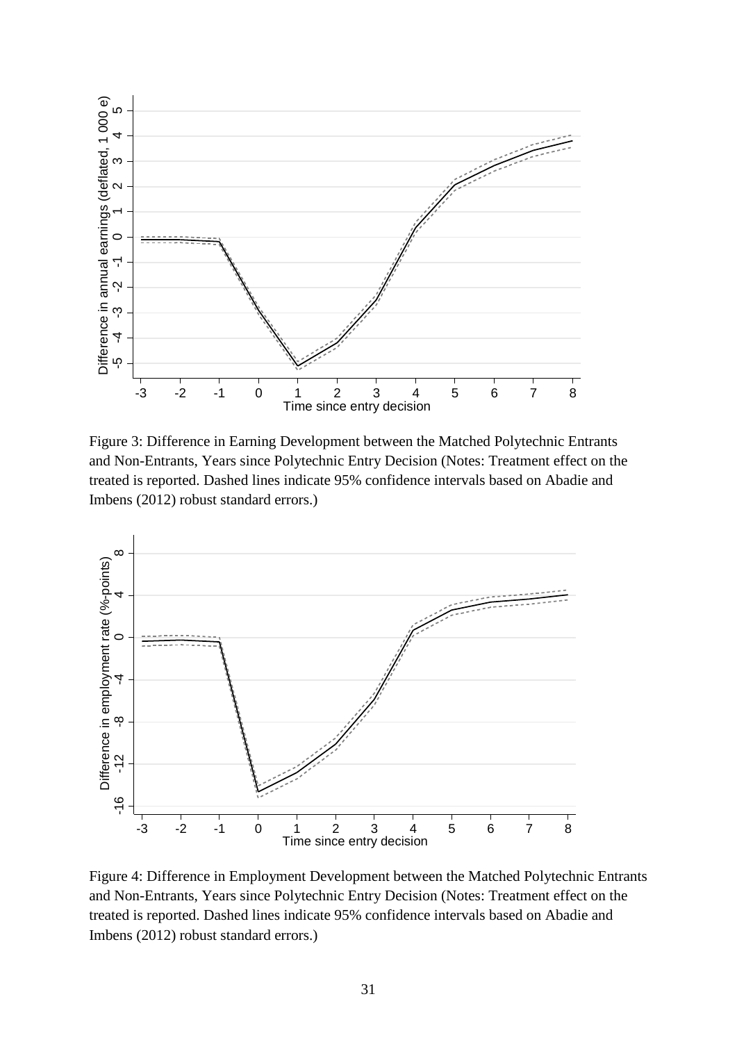Figure 3: Difference in Earning Development between the Matched Polytechnic Entrants and Non-Entrants, Years since Polytechnic Entry Decision (Notes: Treatment effect on the treated is reported. Dashed lines indicate 95% confidence intervals based on Abadie and Imbens (2012) robust standard errors.)

Figure 4: Difference in Employment Development between the Matched Polytechnic Entrants and Non-Entrants, Years since Polytechnic Entry Decision (Notes: Treatment effect on the treated is reported. Dashed lines indicate 95% confidence intervals based on Abadie and Imbens (2012) robust standard errors.)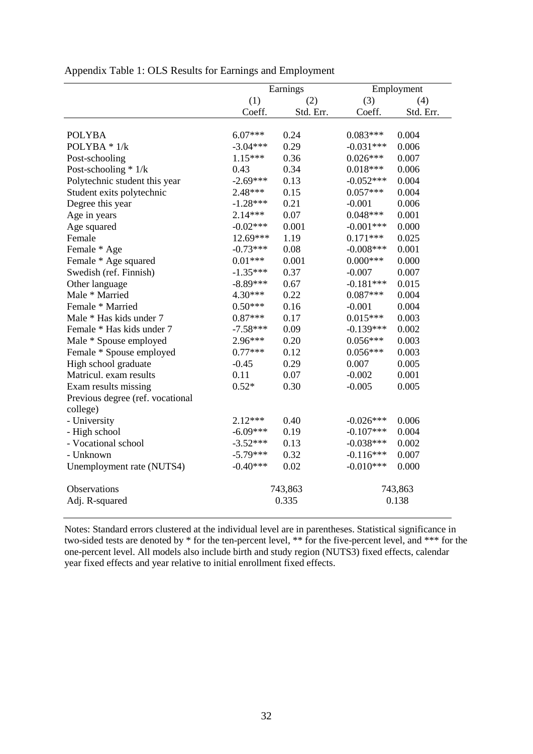Appendix Table 1: OLS Results for Earnings and Employment

| | Earnings | | Employment | |
|---|---|---|---|---|
| | (1) | (2) | (3) | (4) |
| | Coeff. | Std. Err. | Coeff. | Std. Err. |
| POLYBA | 6.07*** | 0.24 | 0.083*** | 0.004 |
| POLYBA * 1/k | -3.04*** | 0.29 | -0.031*** | 0.006 |
| Post-schooling | 1.15*** | 0.36 | 0.026*** | 0.007 |
| Post-schooling * 1/k | 0.43 | 0.34 | 0.018*** | 0.006 |
| Polytechnic student this year | -2.69*** | 0.13 | -0.052*** | 0.004 |
| Student exits polytechnic | 2.48*** | 0.15 | 0.057*** | 0.004 |
| Degree this year | -1.28*** | 0.21 | -0.001 | 0.006 |
| Age in years | 2.14*** | 0.07 | 0.048*** | 0.001 |
| Age squared | -0.02*** | 0.001 | -0.001*** | 0.000 |
| Female | 12.69*** | 1.19 | 0.171*** | 0.025 |
| Female * Age | -0.73*** | 0.08 | -0.008*** | 0.001 |
| Female * Age squared | 0.01*** | 0.001 | 0.000*** | 0.000 |
| Swedish (ref. Finnish) | -1.35*** | 0.37 | -0.007 | 0.007 |
| Other language | -8.89*** | 0.67 | -0.181*** | 0.015 |
| Male * Married | 4.30*** | 0.22 | 0.087*** | 0.004 |
| Female * Married | 0.50*** | 0.16 | -0.001 | 0.004 |
| Male * Has kids under 7 | 0.87*** | 0.17 | 0.015*** | 0.003 |
| Female * Has kids under 7 | -7.58*** | 0.09 | -0.139*** | 0.002 |
| Male * Spouse employed | 2.96*** | 0.20 | 0.056*** | 0.003 |
| Female * Spouse employed | 0.77*** | 0.12 | 0.056*** | 0.003 |
| High school graduate | -0.45 | 0.29 | 0.007 | 0.005 |
| Matricul. exam results | 0.11 | 0.07 | -0.002 | 0.001 |
| Exam results missing | 0.52* | 0.30 | -0.005 | 0.005 |
| Previous degree (ref. vocational college) | | | | |
| - University | 2.12*** | 0.40 | -0.026*** | 0.006 |
| - High school | -6.09*** | 0.19 | -0.107*** | 0.004 |
| - Vocational school | -3.52*** | 0.13 | -0.038*** | 0.002 |
| - Unknown | -5.79*** | 0.32 | -0.116*** | 0.007 |
| Unemployment rate (NUTS4) | -0.40*** | 0.02 | -0.010*** | 0.000 |
| Observations | 743,863 | | 743,863 | |
| Adj. R-squared | 0.335 | | 0.138 | |

Notes: Standard errors clustered at the individual level are in parentheses. Statistical significance in two-sided tests are denoted by * for the ten-percent level, ** for the five-percent level, and *** for the one-percent level. All models also include birth and study region (NUTS3) fixed effects, calendar year fixed effects and year relative to initial enrollment fixed effects.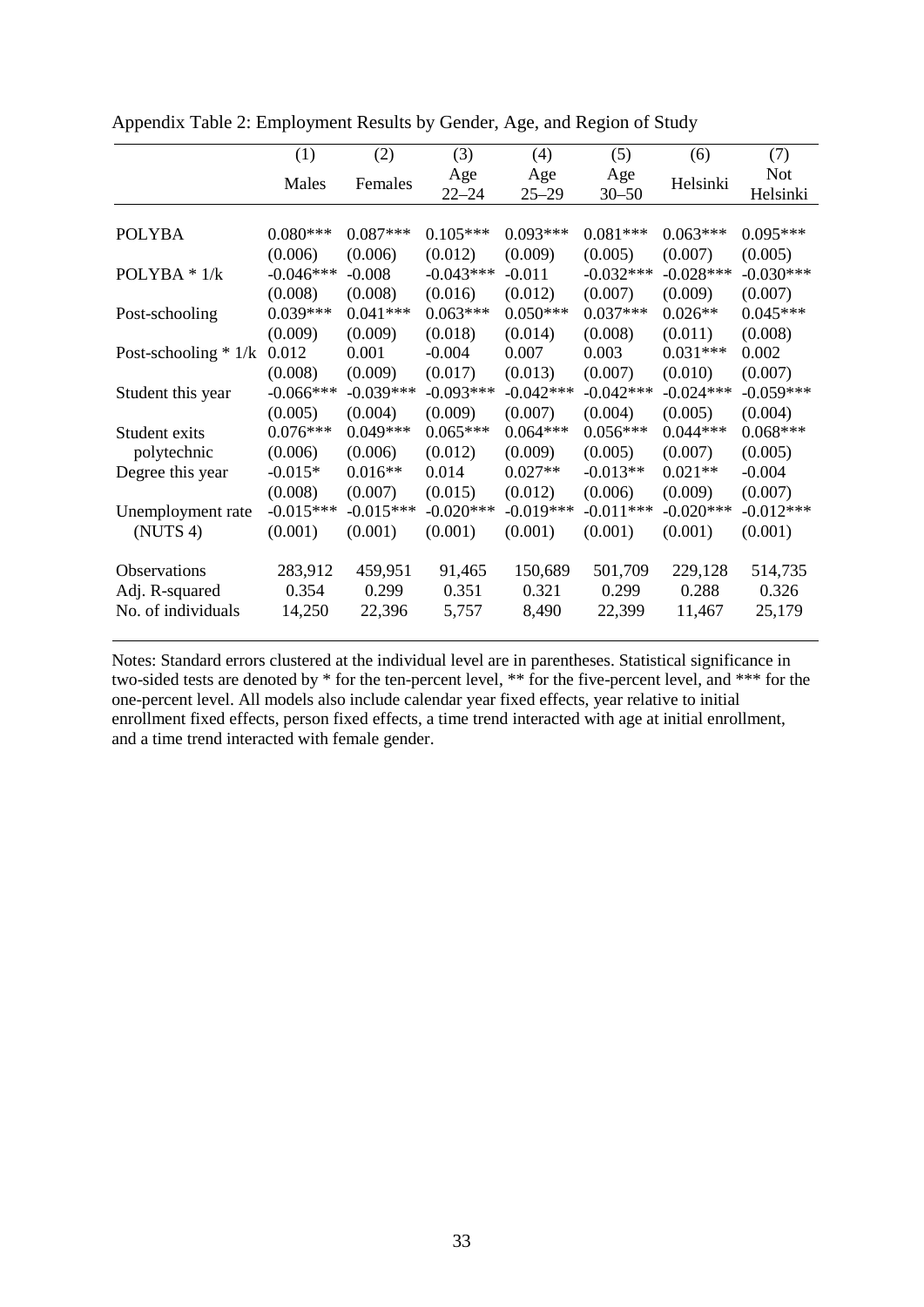Appendix Table 2: Employment Results by Gender, Age, and Region of Study

| | (1) | (2) | (3) | (4) | (5) | (6) | (7) |
|---|---|---|---|---|---|---|---|
| | Males | Females | Age 22–24 | Age 25–29 | Age 30–50 | Helsinki | Not Helsinki |
| POLYBA | 0.080*** | 0.087*** | 0.105*** | 0.093*** | 0.081*** | 0.063*** | 0.095*** |
| | (0.006) | (0.006) | (0.012) | (0.009) | (0.005) | (0.007) | (0.005) |
| POLYBA * 1/k | -0.046*** | -0.008 | -0.043*** | -0.011 | -0.032*** | -0.028*** | -0.030*** |
| | (0.008) | (0.008) | (0.016) | (0.012) | (0.007) | (0.009) | (0.007) |
| Post-schooling | 0.039*** | 0.041*** | 0.063*** | 0.050*** | 0.037*** | 0.026** | 0.045*** |
| | (0.009) | (0.009) | (0.018) | (0.014) | (0.008) | (0.011) | (0.008) |
| Post-schooling * 1/k | 0.012 | 0.001 | -0.004 | 0.007 | 0.003 | 0.031*** | 0.002 |
| | (0.008) | (0.009) | (0.017) | (0.013) | (0.007) | (0.010) | (0.007) |
| Student this year | -0.066*** | -0.039*** | -0.093*** | -0.042*** | -0.042*** | -0.024*** | -0.059*** |
| | (0.005) | (0.004) | (0.009) | (0.007) | (0.004) | (0.005) | (0.004) |
| Student exits polytechnic | 0.076*** | 0.049*** | 0.065*** | 0.064*** | 0.056*** | 0.044*** | 0.068*** |
| | (0.006) | (0.006) | (0.012) | (0.009) | (0.005) | (0.007) | (0.005) |
| Degree this year | -0.015* | 0.016** | 0.014 | 0.027** | -0.013** | 0.021** | -0.004 |
| | (0.008) | (0.007) | (0.015) | (0.012) | (0.006) | (0.009) | (0.007) |
| Unemployment rate (NUTS 4) | -0.015*** | -0.015*** | -0.020*** | -0.019*** | -0.011*** | -0.020*** | -0.012*** |
| | (0.001) | (0.001) | (0.001) | (0.001) | (0.001) | (0.001) | (0.001) |
| Observations | 283,912 | 459,951 | 91,465 | 150,689 | 501,709 | 229,128 | 514,735 |
| Adj. R-squared | 0.354 | 0.299 | 0.351 | 0.321 | 0.299 | 0.288 | 0.326 |
| No. of individuals | 14,250 | 22,396 | 5,757 | 8,490 | 22,399 | 11,467 | 25,179 |

Notes: Standard errors clustered at the individual level are in parentheses. Statistical significance in two-sided tests are denoted by * for the ten-percent level, ** for the five-percent level, and *** for the one-percent level. All models also include calendar year fixed effects, year relative to initial enrollment fixed effects, person fixed effects, a time trend interacted with age at initial enrollment, and a time trend interacted with female gender.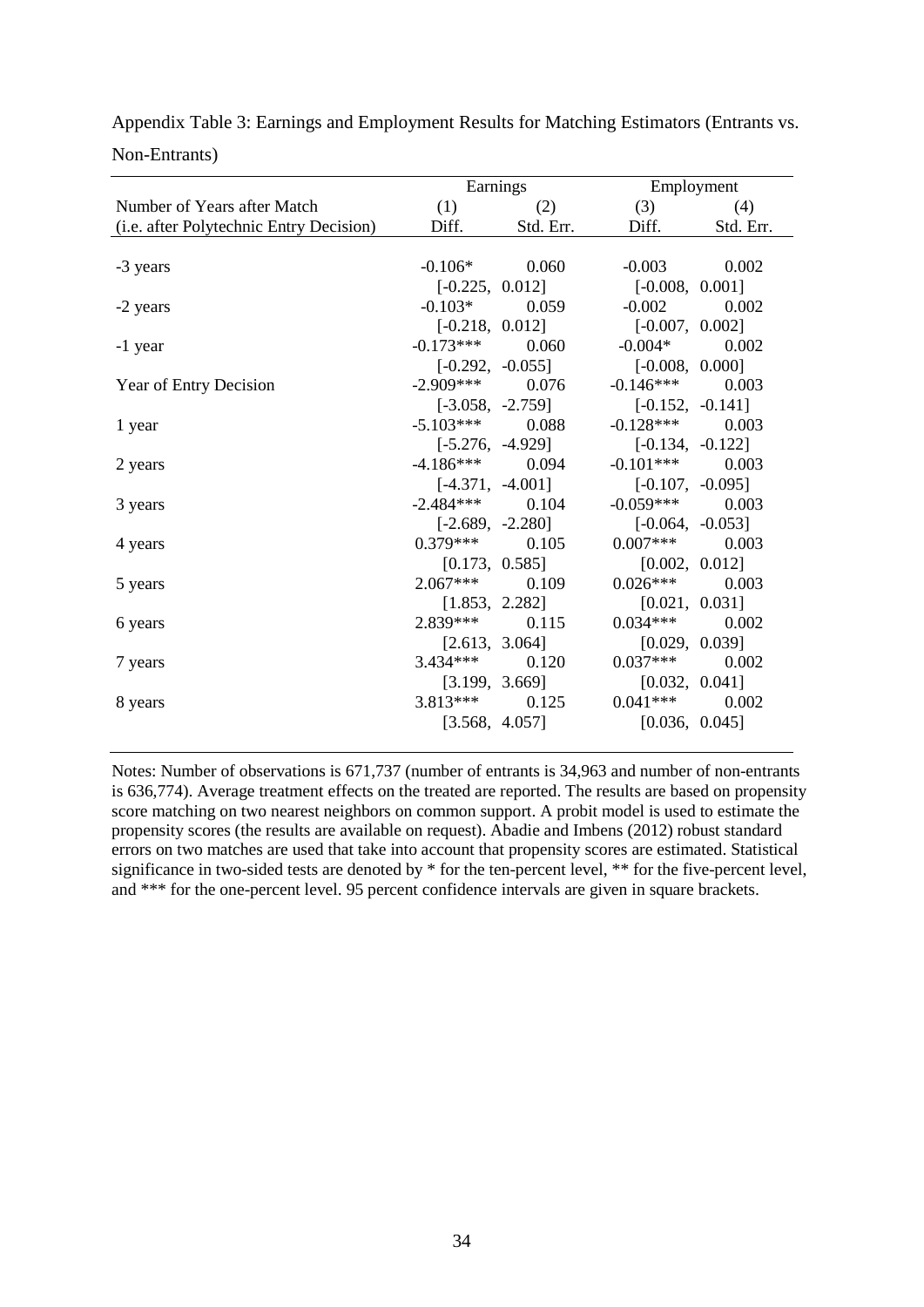Appendix Table 3: Earnings and Employment Results for Matching Estimators (Entrants vs. Non-Entrants)

| Number of Years after Match (i.e. after Polytechnic Entry Decision) | Earnings (1) Diff. | Earnings (2) Std. Err. | Employment (3) Diff. | Employment (4) Std. Err. |
|---|---|---|---|---|
| -3 years | -0.106* | 0.060 | -0.003 | 0.002 |
| | [-0.225, 0.012] | | [-0.008, 0.001] | |
| -2 years | -0.103* | 0.059 | -0.002 | 0.002 |
| | [-0.218, 0.012] | | [-0.007, 0.002] | |
| -1 year | -0.173*** | 0.060 | -0.004* | 0.002 |
| | [-0.292, -0.055] | | [-0.008, 0.000] | |
| Year of Entry Decision | -2.909*** | 0.076 | -0.146*** | 0.003 |
| | [-3.058, -2.759] | | [-0.152, -0.141] | |
| 1 year | -5.103*** | 0.088 | -0.128*** | 0.003 |
| | [-5.276, -4.929] | | [-0.134, -0.122] | |
| 2 years | -4.186*** | 0.094 | -0.101*** | 0.003 |
| | [-4.371, -4.001] | | [-0.107, -0.095] | |
| 3 years | -2.484*** | 0.104 | -0.059*** | 0.003 |
| | [-2.689, -2.280] | | [-0.064, -0.053] | |
| 4 years | 0.379*** | 0.105 | 0.007*** | 0.003 |
| | [0.173, 0.585] | | [0.002, 0.012] | |
| 5 years | 2.067*** | 0.109 | 0.026*** | 0.003 |
| | [1.853, 2.282] | | [0.021, 0.031] | |
| 6 years | 2.839*** | 0.115 | 0.034*** | 0.002 |
| | [2.613, 3.064] | | [0.029, 0.039] | |
| 7 years | 3.434*** | 0.120 | 0.037*** | 0.002 |
| | [3.199, 3.669] | | [0.032, 0.041] | |
| 8 years | 3.813*** | 0.125 | 0.041*** | 0.002 |
| | [3.568, 4.057] | | [0.036, 0.045] | |

Notes: Number of observations is 671,737 (number of entrants is 34,963 and number of non-entrants is 636,774). Average treatment effects on the treated are reported. The results are based on propensity score matching on two nearest neighbors on common support. A probit model is used to estimate the propensity scores (the results are available on request). Abadie and Imbens (2012) robust standard errors on two matches are used that take into account that propensity scores are estimated. Statistical significance in two-sided tests are denoted by * for the ten-percent level, ** for the five-percent level, and *** for the one-percent level. 95 percent confidence intervals are given in square brackets.